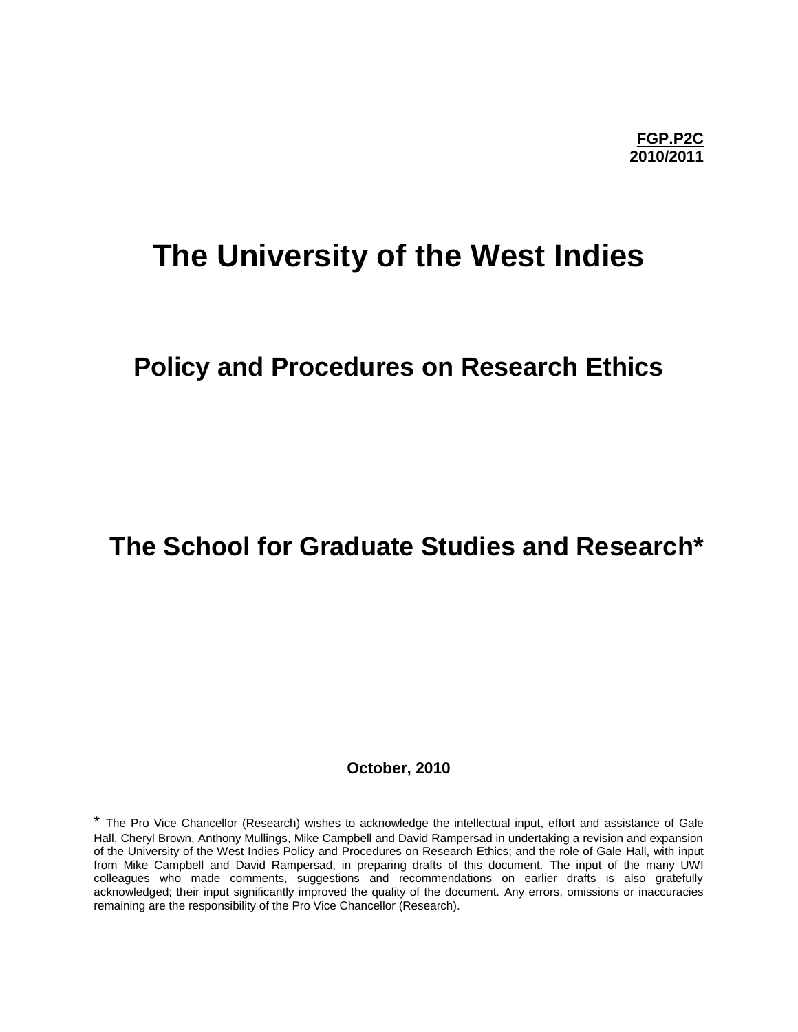**FGP.P2C**
**2010/2011**

# The University of the West Indies

## Policy and Procedures on Research Ethics

## The School for Graduate Studies and Research*

**October, 2010**

* The Pro Vice Chancellor (Research) wishes to acknowledge the intellectual input, effort and assistance of Gale Hall, Cheryl Brown, Anthony Mullings, Mike Campbell and David Rampersad in undertaking a revision and expansion of the University of the West Indies Policy and Procedures on Research Ethics; and the role of Gale Hall, with input from Mike Campbell and David Rampersad, in preparing drafts of this document. The input of the many UWI colleagues who made comments, suggestions and recommendations on earlier drafts is also gratefully acknowledged; their input significantly improved the quality of the document. Any errors, omissions or inaccuracies remaining are the responsibility of the Pro Vice Chancellor (Research).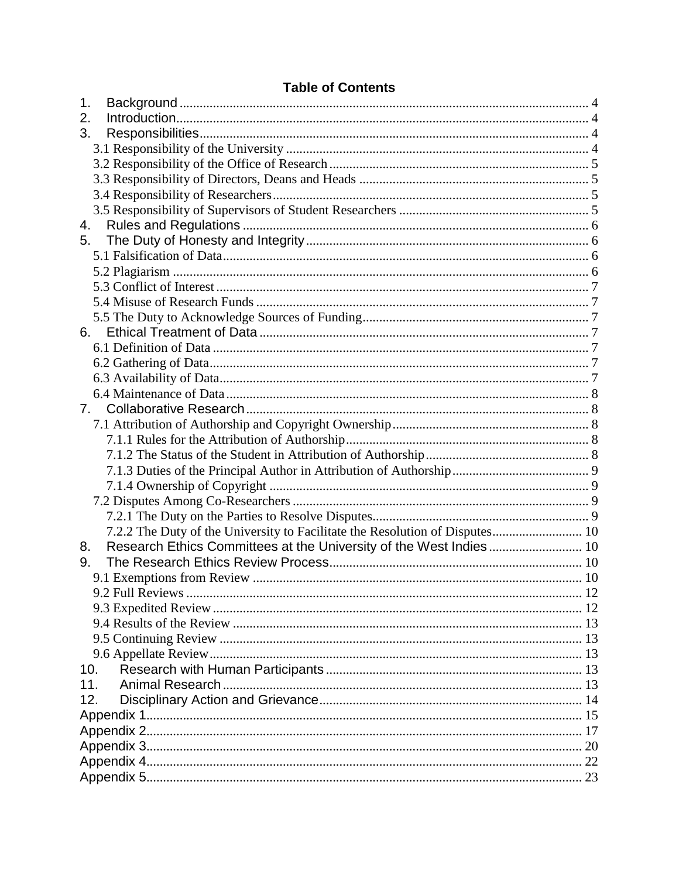# Table of Contents

1. Background ........ 4
2. Introduction ........ 4
3. Responsibilities ........ 4
   - 3.1 Responsibility of the University ........ 4
   - 3.2 Responsibility of the Office of Research ........ 5
   - 3.3 Responsibility of Directors, Deans and Heads ........ 5
   - 3.4 Responsibility of Researchers ........ 5
   - 3.5 Responsibility of Supervisors of Student Researchers ........ 5
4. Rules and Regulations ........ 6
5. The Duty of Honesty and Integrity ........ 6
   - 5.1 Falsification of Data ........ 6
   - 5.2 Plagiarism ........ 6
   - 5.3 Conflict of Interest ........ 7
   - 5.4 Misuse of Research Funds ........ 7
   - 5.5 The Duty to Acknowledge Sources of Funding ........ 7
6. Ethical Treatment of Data ........ 7
   - 6.1 Definition of Data ........ 7
   - 6.2 Gathering of Data ........ 7
   - 6.3 Availability of Data ........ 7
   - 6.4 Maintenance of Data ........ 8
7. Collaborative Research ........ 8
   - 7.1 Attribution of Authorship and Copyright Ownership ........ 8
     - 7.1.1 Rules for the Attribution of Authorship ........ 8
     - 7.1.2 The Status of the Student in Attribution of Authorship ........ 8
     - 7.1.3 Duties of the Principal Author in Attribution of Authorship ........ 9
     - 7.1.4 Ownership of Copyright ........ 9
   - 7.2 Disputes Among Co-Researchers ........ 9
     - 7.2.1 The Duty on the Parties to Resolve Disputes ........ 9
     - 7.2.2 The Duty of the University to Facilitate the Resolution of Disputes ........ 10
8. Research Ethics Committees at the University of the West Indies ........ 10
9. The Research Ethics Review Process ........ 10
   - 9.1 Exemptions from Review ........ 10
   - 9.2 Full Reviews ........ 12
   - 9.3 Expedited Review ........ 12
   - 9.4 Results of the Review ........ 13
   - 9.5 Continuing Review ........ 13
   - 9.6 Appellate Review ........ 13
10. Research with Human Participants ........ 13
11. Animal Research ........ 13
12. Disciplinary Action and Grievance ........ 14

Appendix 1 ........ 15
Appendix 2 ........ 17
Appendix 3 ........ 20
Appendix 4 ........ 22
Appendix 5 ........ 23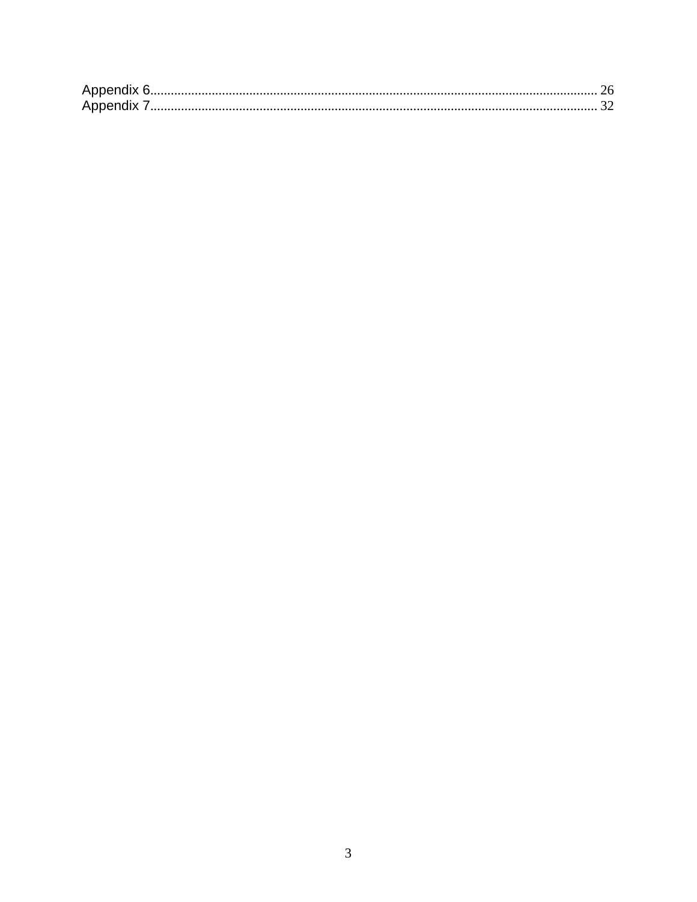Appendix 6................................................................................................................................ 26
Appendix 7................................................................................................................................ 32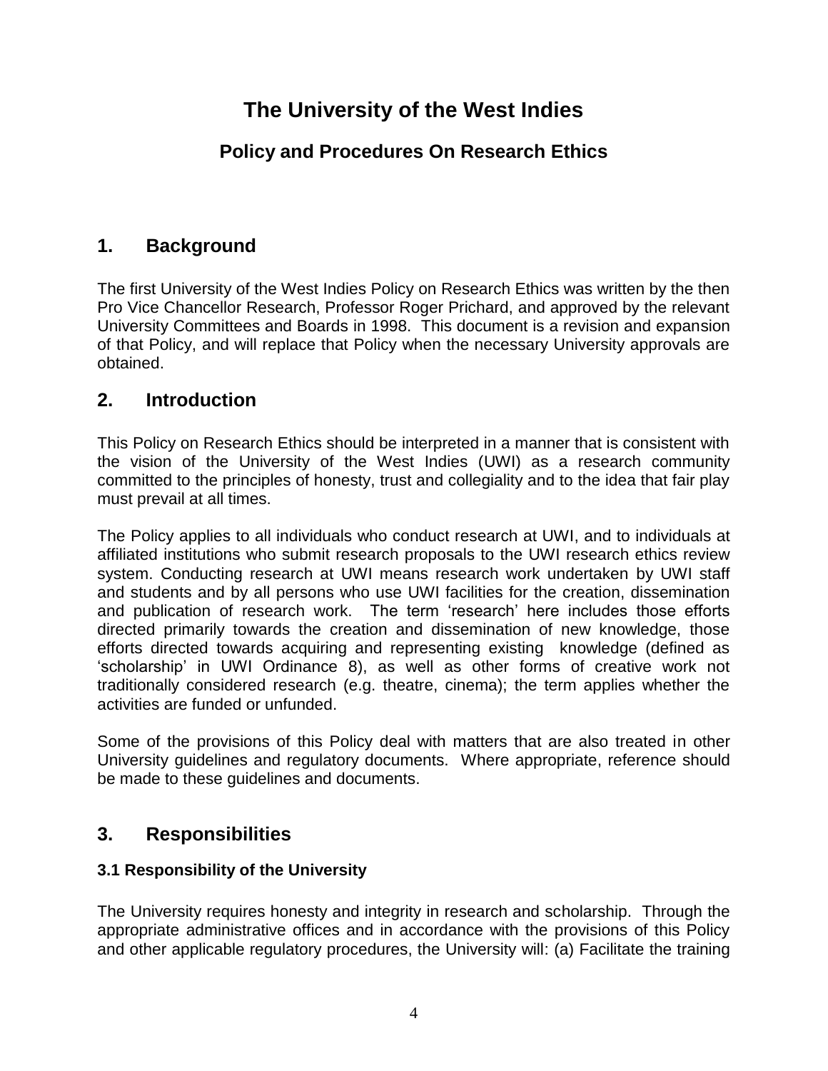# The University of the West Indies

## Policy and Procedures On Research Ethics

## 1. Background

The first University of the West Indies Policy on Research Ethics was written by the then Pro Vice Chancellor Research, Professor Roger Prichard, and approved by the relevant University Committees and Boards in 1998. This document is a revision and expansion of that Policy, and will replace that Policy when the necessary University approvals are obtained.

## 2. Introduction

This Policy on Research Ethics should be interpreted in a manner that is consistent with the vision of the University of the West Indies (UWI) as a research community committed to the principles of honesty, trust and collegiality and to the idea that fair play must prevail at all times.

The Policy applies to all individuals who conduct research at UWI, and to individuals at affiliated institutions who submit research proposals to the UWI research ethics review system. Conducting research at UWI means research work undertaken by UWI staff and students and by all persons who use UWI facilities for the creation, dissemination and publication of research work. The term 'research' here includes those efforts directed primarily towards the creation and dissemination of new knowledge, those efforts directed towards acquiring and representing existing knowledge (defined as 'scholarship' in UWI Ordinance 8), as well as other forms of creative work not traditionally considered research (e.g. theatre, cinema); the term applies whether the activities are funded or unfunded.

Some of the provisions of this Policy deal with matters that are also treated in other University guidelines and regulatory documents. Where appropriate, reference should be made to these guidelines and documents.

## 3. Responsibilities

### 3.1 Responsibility of the University

The University requires honesty and integrity in research and scholarship. Through the appropriate administrative offices and in accordance with the provisions of this Policy and other applicable regulatory procedures, the University will: (a) Facilitate the training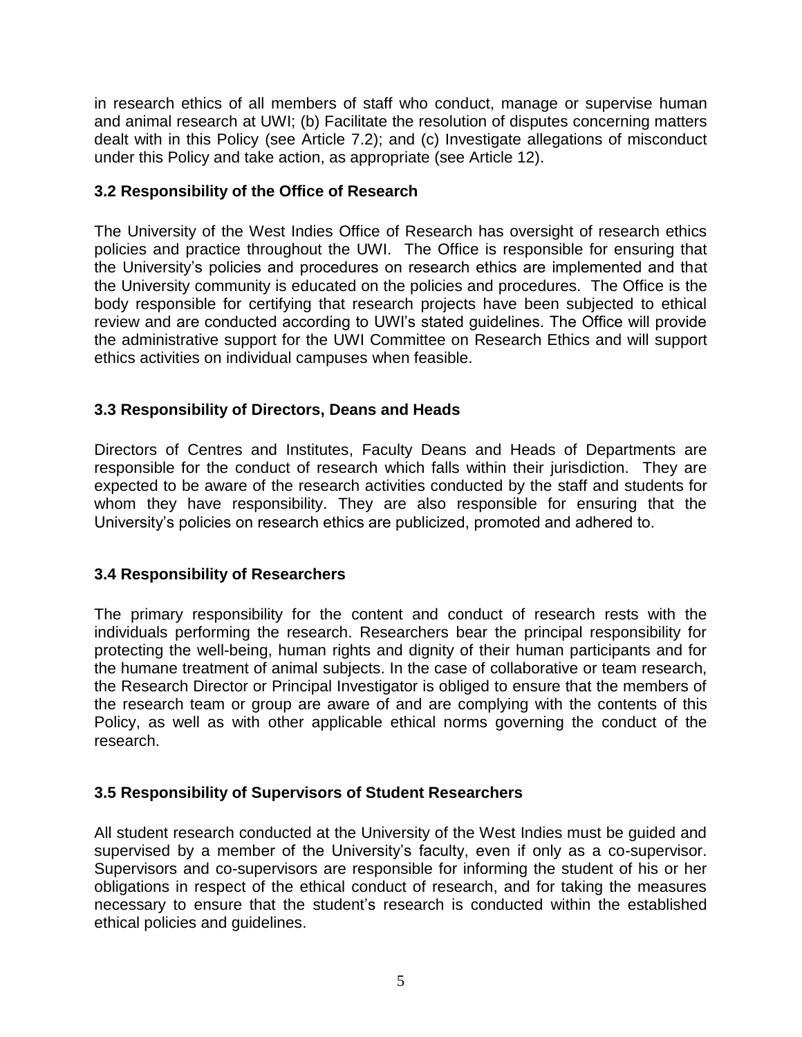in research ethics of all members of staff who conduct, manage or supervise human and animal research at UWI; (b) Facilitate the resolution of disputes concerning matters dealt with in this Policy (see Article 7.2); and (c) Investigate allegations of misconduct under this Policy and take action, as appropriate (see Article 12).

### 3.2 Responsibility of the Office of Research

The University of the West Indies Office of Research has oversight of research ethics policies and practice throughout the UWI. The Office is responsible for ensuring that the University's policies and procedures on research ethics are implemented and that the University community is educated on the policies and procedures. The Office is the body responsible for certifying that research projects have been subjected to ethical review and are conducted according to UWI's stated guidelines. The Office will provide the administrative support for the UWI Committee on Research Ethics and will support ethics activities on individual campuses when feasible.

### 3.3 Responsibility of Directors, Deans and Heads

Directors of Centres and Institutes, Faculty Deans and Heads of Departments are responsible for the conduct of research which falls within their jurisdiction. They are expected to be aware of the research activities conducted by the staff and students for whom they have responsibility. They are also responsible for ensuring that the University's policies on research ethics are publicized, promoted and adhered to.

### 3.4 Responsibility of Researchers

The primary responsibility for the content and conduct of research rests with the individuals performing the research. Researchers bear the principal responsibility for protecting the well-being, human rights and dignity of their human participants and for the humane treatment of animal subjects. In the case of collaborative or team research, the Research Director or Principal Investigator is obliged to ensure that the members of the research team or group are aware of and are complying with the contents of this Policy, as well as with other applicable ethical norms governing the conduct of the research.

### 3.5 Responsibility of Supervisors of Student Researchers

All student research conducted at the University of the West Indies must be guided and supervised by a member of the University's faculty, even if only as a co-supervisor. Supervisors and co-supervisors are responsible for informing the student of his or her obligations in respect of the ethical conduct of research, and for taking the measures necessary to ensure that the student's research is conducted within the established ethical policies and guidelines.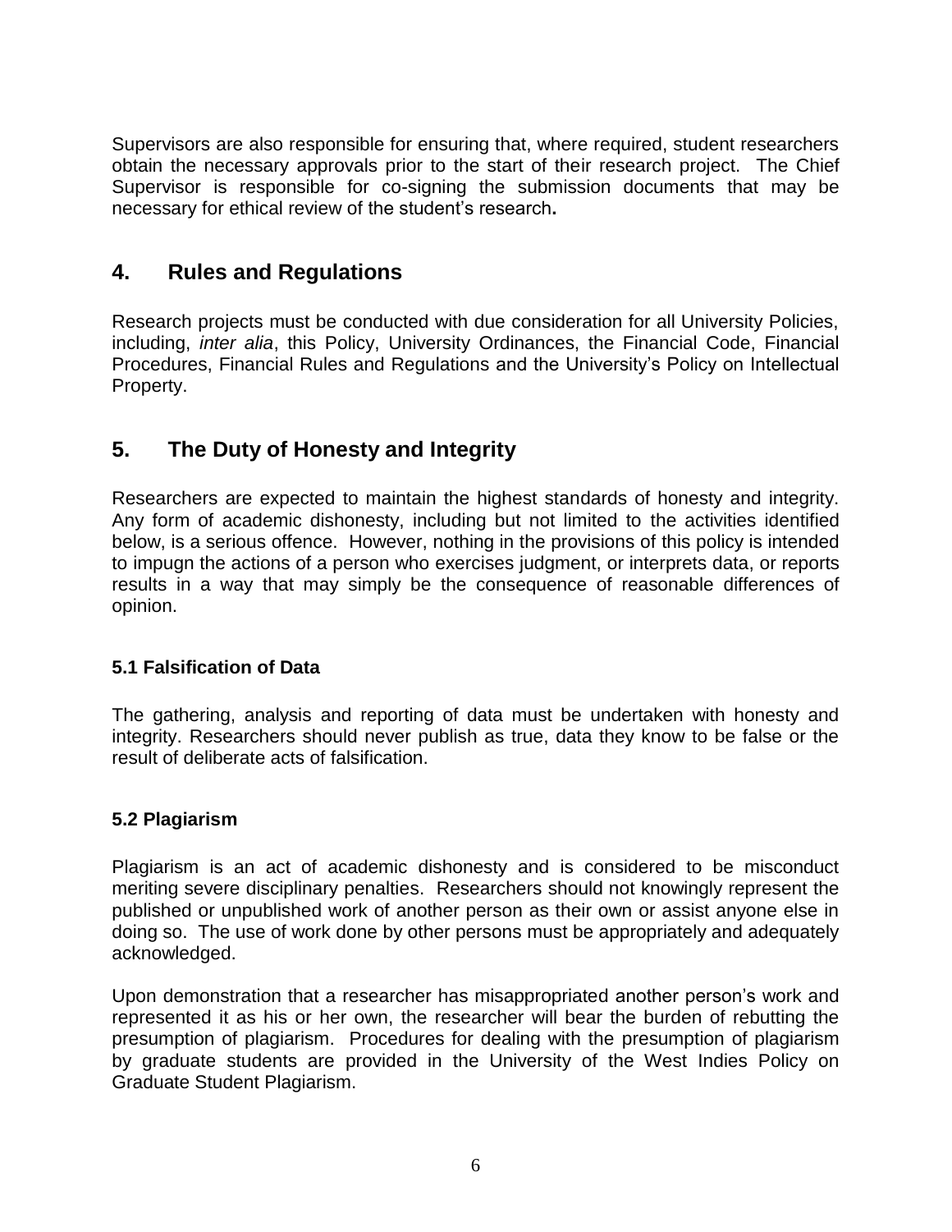Supervisors are also responsible for ensuring that, where required, student researchers obtain the necessary approvals prior to the start of their research project. The Chief Supervisor is responsible for co-signing the submission documents that may be necessary for ethical review of the student's research**.**

## 4. Rules and Regulations

Research projects must be conducted with due consideration for all University Policies, including, *inter alia*, this Policy, University Ordinances, the Financial Code, Financial Procedures, Financial Rules and Regulations and the University's Policy on Intellectual Property.

## 5. The Duty of Honesty and Integrity

Researchers are expected to maintain the highest standards of honesty and integrity. Any form of academic dishonesty, including but not limited to the activities identified below, is a serious offence. However, nothing in the provisions of this policy is intended to impugn the actions of a person who exercises judgment, or interprets data, or reports results in a way that may simply be the consequence of reasonable differences of opinion.

### 5.1 Falsification of Data

The gathering, analysis and reporting of data must be undertaken with honesty and integrity. Researchers should never publish as true, data they know to be false or the result of deliberate acts of falsification.

### 5.2 Plagiarism

Plagiarism is an act of academic dishonesty and is considered to be misconduct meriting severe disciplinary penalties. Researchers should not knowingly represent the published or unpublished work of another person as their own or assist anyone else in doing so. The use of work done by other persons must be appropriately and adequately acknowledged.

Upon demonstration that a researcher has misappropriated another person's work and represented it as his or her own, the researcher will bear the burden of rebutting the presumption of plagiarism. Procedures for dealing with the presumption of plagiarism by graduate students are provided in the University of the West Indies Policy on Graduate Student Plagiarism.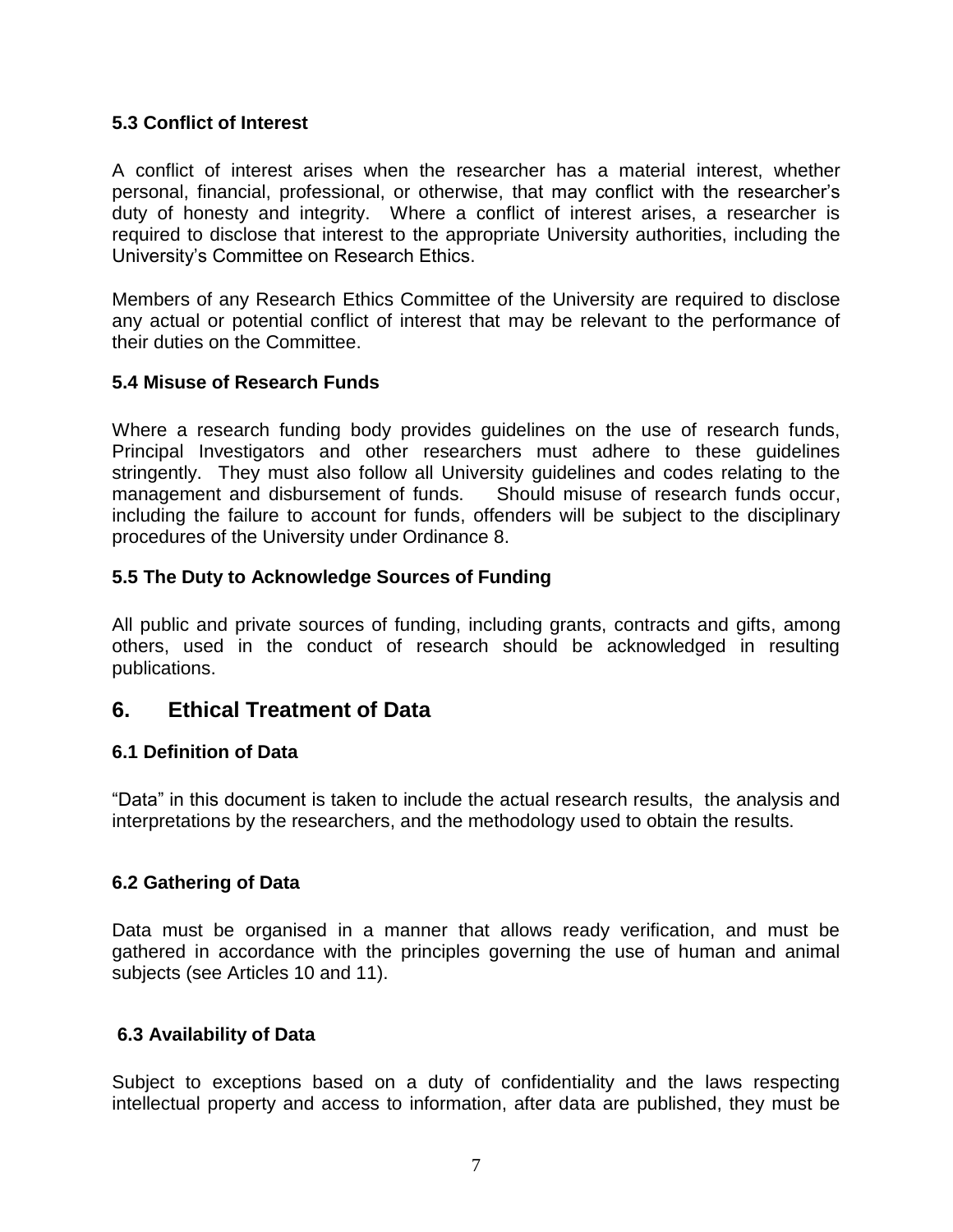### 5.3 Conflict of Interest

A conflict of interest arises when the researcher has a material interest, whether personal, financial, professional, or otherwise, that may conflict with the researcher's duty of honesty and integrity. Where a conflict of interest arises, a researcher is required to disclose that interest to the appropriate University authorities, including the University's Committee on Research Ethics.

Members of any Research Ethics Committee of the University are required to disclose any actual or potential conflict of interest that may be relevant to the performance of their duties on the Committee.

### 5.4 Misuse of Research Funds

Where a research funding body provides guidelines on the use of research funds, Principal Investigators and other researchers must adhere to these guidelines stringently. They must also follow all University guidelines and codes relating to the management and disbursement of funds. Should misuse of research funds occur, including the failure to account for funds, offenders will be subject to the disciplinary procedures of the University under Ordinance 8.

### 5.5 The Duty to Acknowledge Sources of Funding

All public and private sources of funding, including grants, contracts and gifts, among others, used in the conduct of research should be acknowledged in resulting publications.

## 6. Ethical Treatment of Data

### 6.1 Definition of Data

"Data" in this document is taken to include the actual research results, the analysis and interpretations by the researchers, and the methodology used to obtain the results.

### 6.2 Gathering of Data

Data must be organised in a manner that allows ready verification, and must be gathered in accordance with the principles governing the use of human and animal subjects (see Articles 10 and 11).

### 6.3 Availability of Data

Subject to exceptions based on a duty of confidentiality and the laws respecting intellectual property and access to information, after data are published, they must be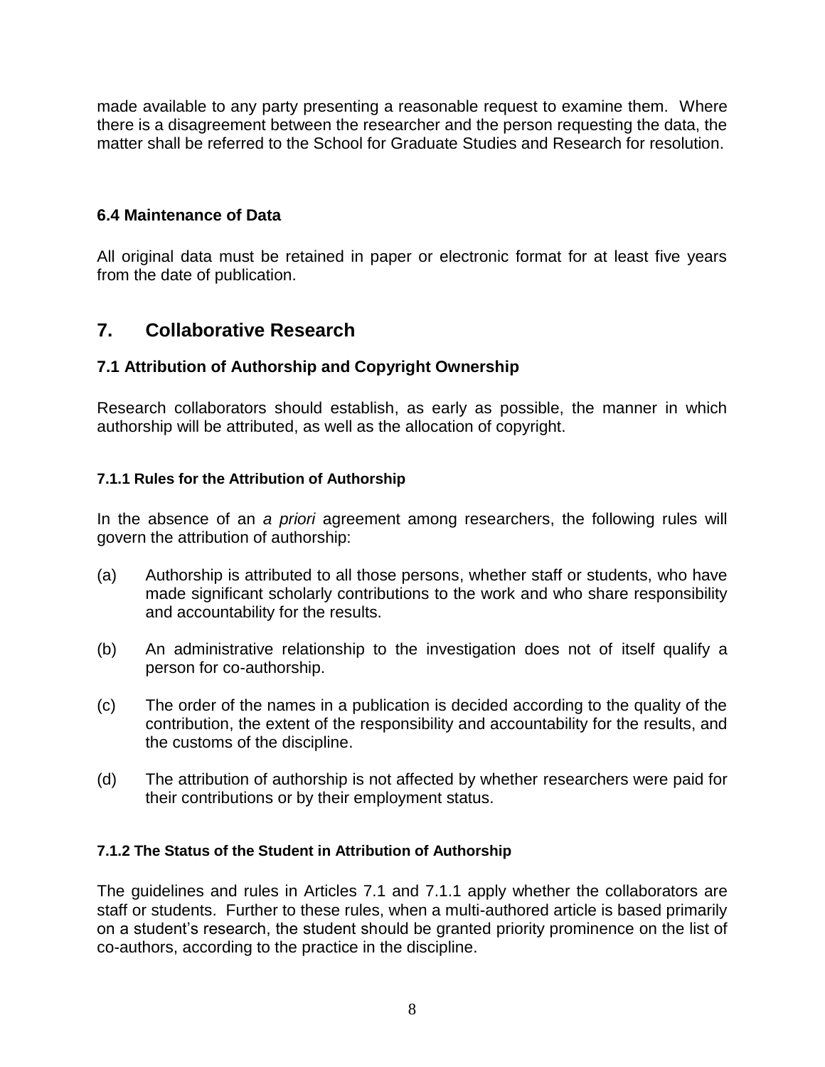made available to any party presenting a reasonable request to examine them. Where there is a disagreement between the researcher and the person requesting the data, the matter shall be referred to the School for Graduate Studies and Research for resolution.

### 6.4 Maintenance of Data

All original data must be retained in paper or electronic format for at least five years from the date of publication.

## 7. Collaborative Research

### 7.1 Attribution of Authorship and Copyright Ownership

Research collaborators should establish, as early as possible, the manner in which authorship will be attributed, as well as the allocation of copyright.

#### 7.1.1 Rules for the Attribution of Authorship

In the absence of an *a priori* agreement among researchers, the following rules will govern the attribution of authorship:

(a) Authorship is attributed to all those persons, whether staff or students, who have made significant scholarly contributions to the work and who share responsibility and accountability for the results.

(b) An administrative relationship to the investigation does not of itself qualify a person for co-authorship.

(c) The order of the names in a publication is decided according to the quality of the contribution, the extent of the responsibility and accountability for the results, and the customs of the discipline.

(d) The attribution of authorship is not affected by whether researchers were paid for their contributions or by their employment status.

#### 7.1.2 The Status of the Student in Attribution of Authorship

The guidelines and rules in Articles 7.1 and 7.1.1 apply whether the collaborators are staff or students. Further to these rules, when a multi-authored article is based primarily on a student's research, the student should be granted priority prominence on the list of co-authors, according to the practice in the discipline.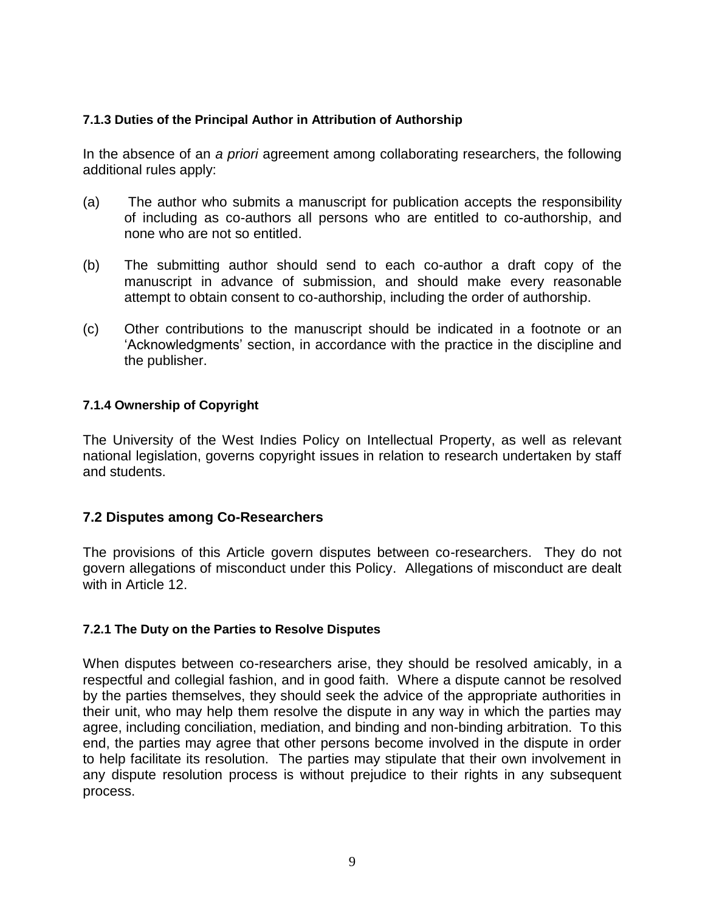#### 7.1.3 Duties of the Principal Author in Attribution of Authorship

In the absence of an *a priori* agreement among collaborating researchers, the following additional rules apply:

(a) The author who submits a manuscript for publication accepts the responsibility of including as co-authors all persons who are entitled to co-authorship, and none who are not so entitled.

(b) The submitting author should send to each co-author a draft copy of the manuscript in advance of submission, and should make every reasonable attempt to obtain consent to co-authorship, including the order of authorship.

(c) Other contributions to the manuscript should be indicated in a footnote or an 'Acknowledgments' section, in accordance with the practice in the discipline and the publisher.

#### 7.1.4 Ownership of Copyright

The University of the West Indies Policy on Intellectual Property, as well as relevant national legislation, governs copyright issues in relation to research undertaken by staff and students.

### 7.2 Disputes among Co-Researchers

The provisions of this Article govern disputes between co-researchers. They do not govern allegations of misconduct under this Policy. Allegations of misconduct are dealt with in Article 12.

#### 7.2.1 The Duty on the Parties to Resolve Disputes

When disputes between co-researchers arise, they should be resolved amicably, in a respectful and collegial fashion, and in good faith. Where a dispute cannot be resolved by the parties themselves, they should seek the advice of the appropriate authorities in their unit, who may help them resolve the dispute in any way in which the parties may agree, including conciliation, mediation, and binding and non-binding arbitration. To this end, the parties may agree that other persons become involved in the dispute in order to help facilitate its resolution. The parties may stipulate that their own involvement in any dispute resolution process is without prejudice to their rights in any subsequent process.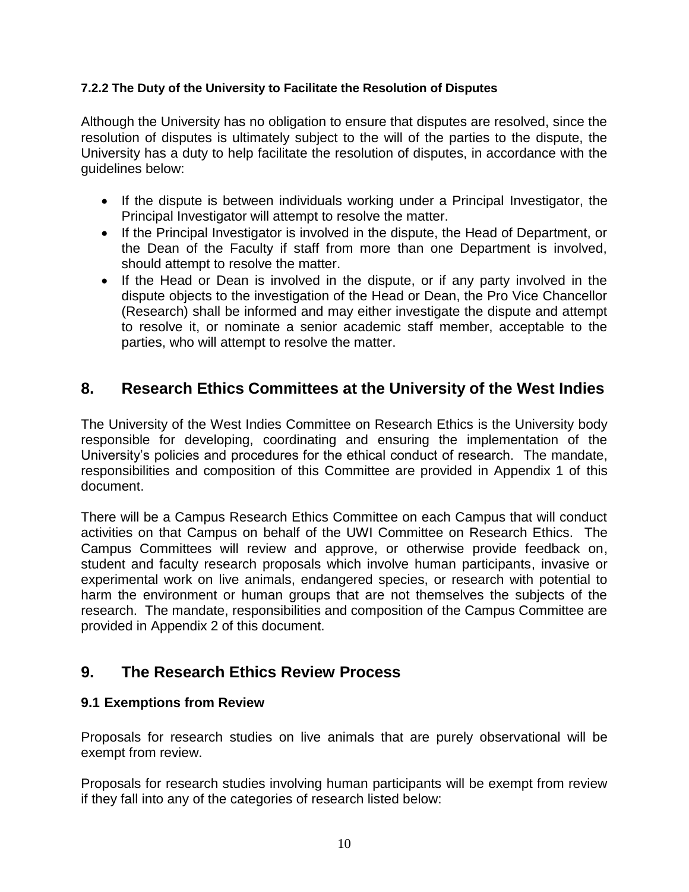#### 7.2.2 The Duty of the University to Facilitate the Resolution of Disputes

Although the University has no obligation to ensure that disputes are resolved, since the resolution of disputes is ultimately subject to the will of the parties to the dispute, the University has a duty to help facilitate the resolution of disputes, in accordance with the guidelines below:

- If the dispute is between individuals working under a Principal Investigator, the Principal Investigator will attempt to resolve the matter.
- If the Principal Investigator is involved in the dispute, the Head of Department, or the Dean of the Faculty if staff from more than one Department is involved, should attempt to resolve the matter.
- If the Head or Dean is involved in the dispute, or if any party involved in the dispute objects to the investigation of the Head or Dean, the Pro Vice Chancellor (Research) shall be informed and may either investigate the dispute and attempt to resolve it, or nominate a senior academic staff member, acceptable to the parties, who will attempt to resolve the matter.

## 8. Research Ethics Committees at the University of the West Indies

The University of the West Indies Committee on Research Ethics is the University body responsible for developing, coordinating and ensuring the implementation of the University's policies and procedures for the ethical conduct of research. The mandate, responsibilities and composition of this Committee are provided in Appendix 1 of this document.

There will be a Campus Research Ethics Committee on each Campus that will conduct activities on that Campus on behalf of the UWI Committee on Research Ethics. The Campus Committees will review and approve, or otherwise provide feedback on, student and faculty research proposals which involve human participants, invasive or experimental work on live animals, endangered species, or research with potential to harm the environment or human groups that are not themselves the subjects of the research. The mandate, responsibilities and composition of the Campus Committee are provided in Appendix 2 of this document.

## 9. The Research Ethics Review Process

### 9.1 Exemptions from Review

Proposals for research studies on live animals that are purely observational will be exempt from review.

Proposals for research studies involving human participants will be exempt from review if they fall into any of the categories of research listed below: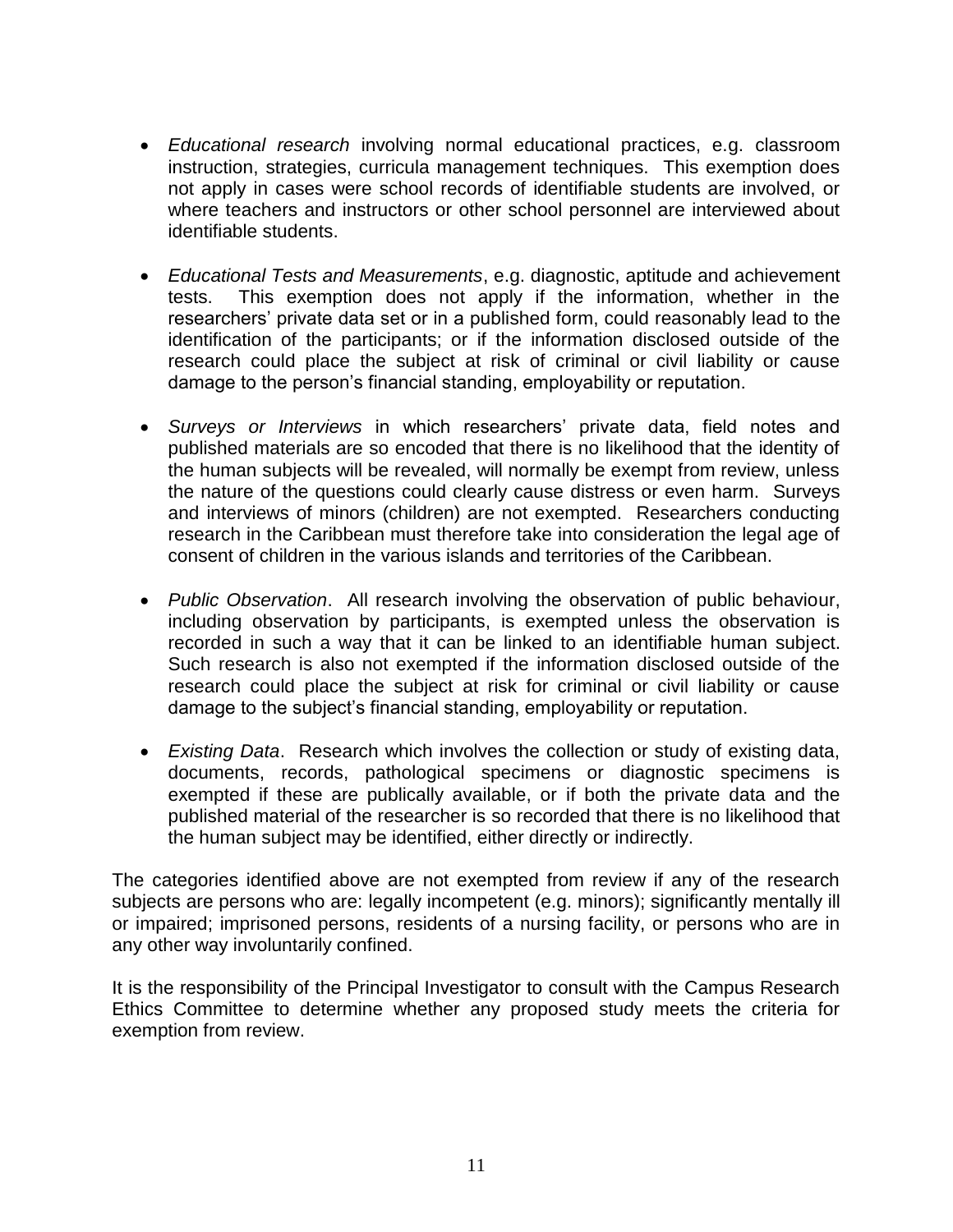- *Educational research* involving normal educational practices, e.g. classroom instruction, strategies, curricula management techniques. This exemption does not apply in cases were school records of identifiable students are involved, or where teachers and instructors or other school personnel are interviewed about identifiable students.

- *Educational Tests and Measurements*, e.g. diagnostic, aptitude and achievement tests. This exemption does not apply if the information, whether in the researchers' private data set or in a published form, could reasonably lead to the identification of the participants; or if the information disclosed outside of the research could place the subject at risk of criminal or civil liability or cause damage to the person's financial standing, employability or reputation.

- *Surveys or Interviews* in which researchers' private data, field notes and published materials are so encoded that there is no likelihood that the identity of the human subjects will be revealed, will normally be exempt from review, unless the nature of the questions could clearly cause distress or even harm. Surveys and interviews of minors (children) are not exempted. Researchers conducting research in the Caribbean must therefore take into consideration the legal age of consent of children in the various islands and territories of the Caribbean.

- *Public Observation*. All research involving the observation of public behaviour, including observation by participants, is exempted unless the observation is recorded in such a way that it can be linked to an identifiable human subject. Such research is also not exempted if the information disclosed outside of the research could place the subject at risk for criminal or civil liability or cause damage to the subject's financial standing, employability or reputation.

- *Existing Data*. Research which involves the collection or study of existing data, documents, records, pathological specimens or diagnostic specimens is exempted if these are publically available, or if both the private data and the published material of the researcher is so recorded that there is no likelihood that the human subject may be identified, either directly or indirectly.

The categories identified above are not exempted from review if any of the research subjects are persons who are: legally incompetent (e.g. minors); significantly mentally ill or impaired; imprisoned persons, residents of a nursing facility, or persons who are in any other way involuntarily confined.

It is the responsibility of the Principal Investigator to consult with the Campus Research Ethics Committee to determine whether any proposed study meets the criteria for exemption from review.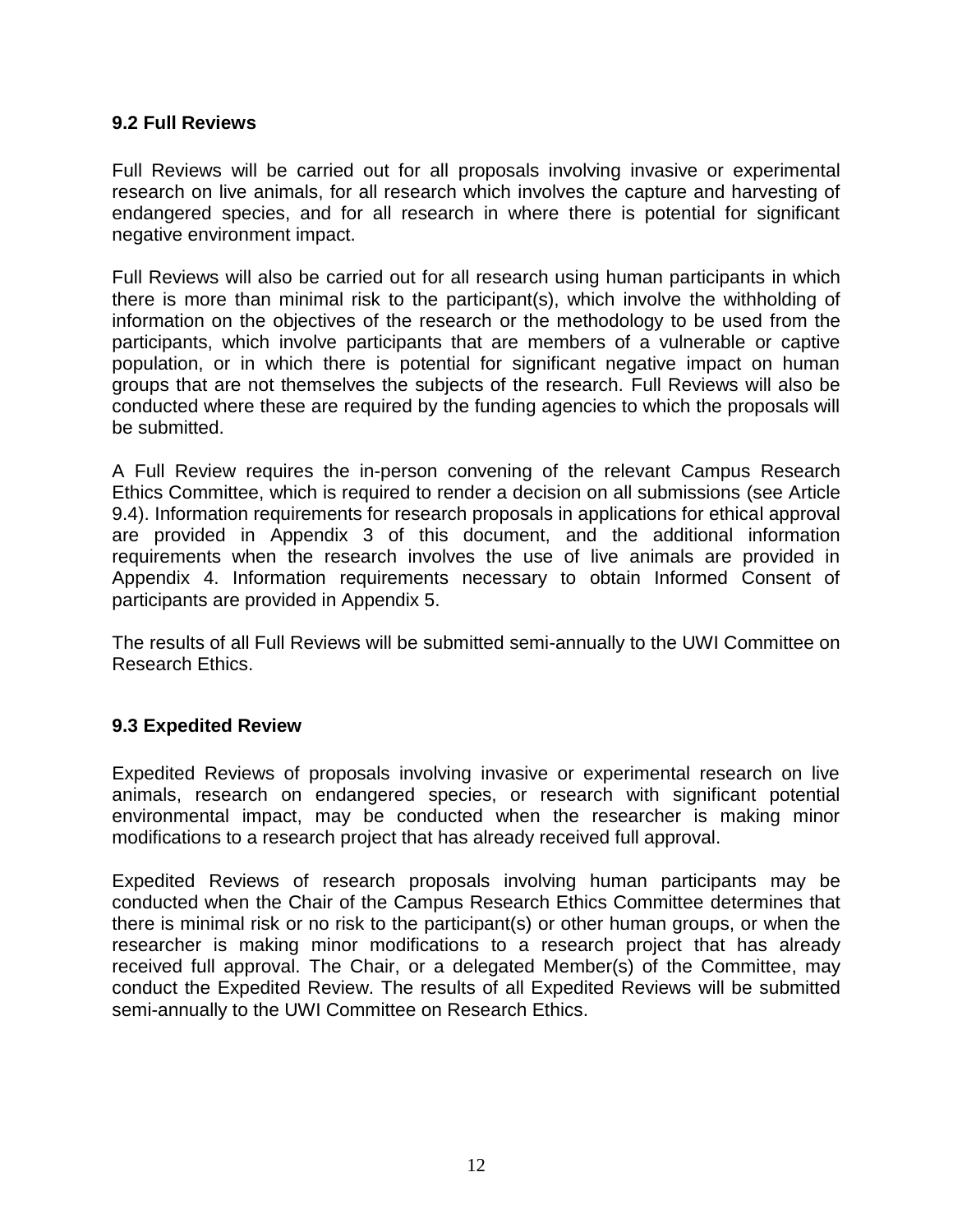### 9.2 Full Reviews

Full Reviews will be carried out for all proposals involving invasive or experimental research on live animals, for all research which involves the capture and harvesting of endangered species, and for all research in where there is potential for significant negative environment impact.

Full Reviews will also be carried out for all research using human participants in which there is more than minimal risk to the participant(s), which involve the withholding of information on the objectives of the research or the methodology to be used from the participants, which involve participants that are members of a vulnerable or captive population, or in which there is potential for significant negative impact on human groups that are not themselves the subjects of the research. Full Reviews will also be conducted where these are required by the funding agencies to which the proposals will be submitted.

A Full Review requires the in-person convening of the relevant Campus Research Ethics Committee, which is required to render a decision on all submissions (see Article 9.4). Information requirements for research proposals in applications for ethical approval are provided in Appendix 3 of this document, and the additional information requirements when the research involves the use of live animals are provided in Appendix 4. Information requirements necessary to obtain Informed Consent of participants are provided in Appendix 5.

The results of all Full Reviews will be submitted semi-annually to the UWI Committee on Research Ethics.

### 9.3 Expedited Review

Expedited Reviews of proposals involving invasive or experimental research on live animals, research on endangered species, or research with significant potential environmental impact, may be conducted when the researcher is making minor modifications to a research project that has already received full approval.

Expedited Reviews of research proposals involving human participants may be conducted when the Chair of the Campus Research Ethics Committee determines that there is minimal risk or no risk to the participant(s) or other human groups, or when the researcher is making minor modifications to a research project that has already received full approval. The Chair, or a delegated Member(s) of the Committee, may conduct the Expedited Review. The results of all Expedited Reviews will be submitted semi-annually to the UWI Committee on Research Ethics.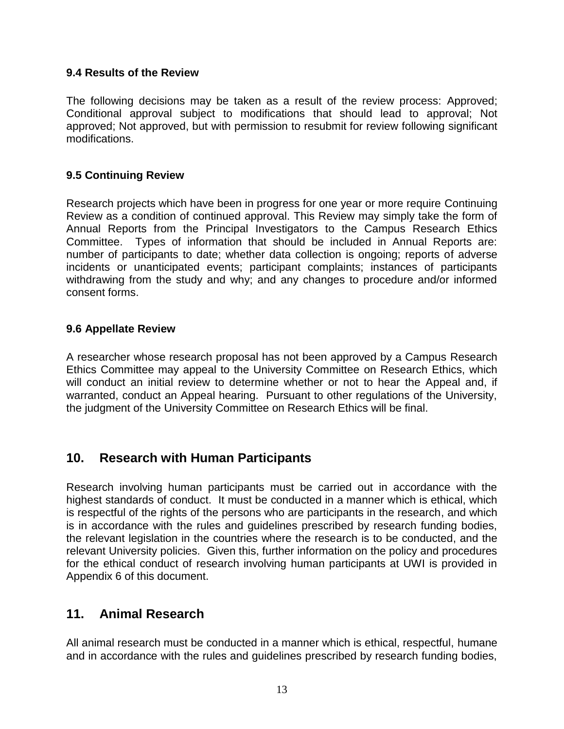### 9.4 Results of the Review

The following decisions may be taken as a result of the review process: Approved; Conditional approval subject to modifications that should lead to approval; Not approved; Not approved, but with permission to resubmit for review following significant modifications.

### 9.5 Continuing Review

Research projects which have been in progress for one year or more require Continuing Review as a condition of continued approval. This Review may simply take the form of Annual Reports from the Principal Investigators to the Campus Research Ethics Committee. Types of information that should be included in Annual Reports are: number of participants to date; whether data collection is ongoing; reports of adverse incidents or unanticipated events; participant complaints; instances of participants withdrawing from the study and why; and any changes to procedure and/or informed consent forms.

### 9.6 Appellate Review

A researcher whose research proposal has not been approved by a Campus Research Ethics Committee may appeal to the University Committee on Research Ethics, which will conduct an initial review to determine whether or not to hear the Appeal and, if warranted, conduct an Appeal hearing. Pursuant to other regulations of the University, the judgment of the University Committee on Research Ethics will be final.

## 10. Research with Human Participants

Research involving human participants must be carried out in accordance with the highest standards of conduct. It must be conducted in a manner which is ethical, which is respectful of the rights of the persons who are participants in the research, and which is in accordance with the rules and guidelines prescribed by research funding bodies, the relevant legislation in the countries where the research is to be conducted, and the relevant University policies. Given this, further information on the policy and procedures for the ethical conduct of research involving human participants at UWI is provided in Appendix 6 of this document.

## 11. Animal Research

All animal research must be conducted in a manner which is ethical, respectful, humane and in accordance with the rules and guidelines prescribed by research funding bodies,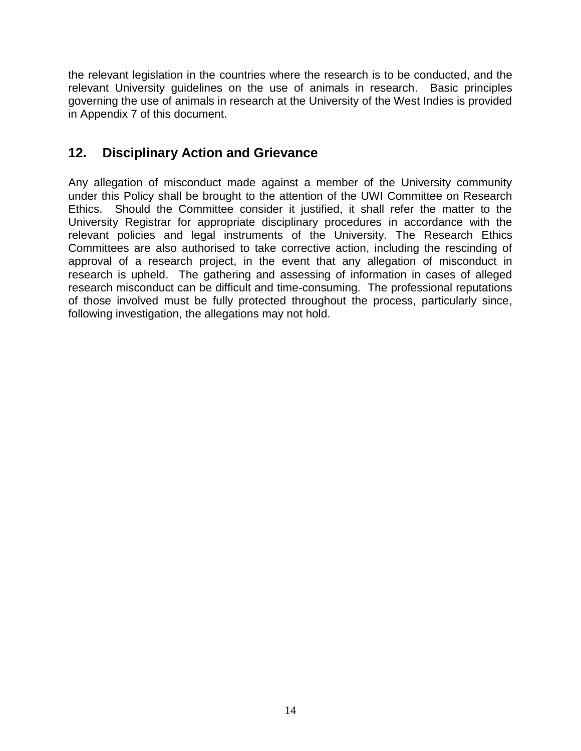the relevant legislation in the countries where the research is to be conducted, and the relevant University guidelines on the use of animals in research. Basic principles governing the use of animals in research at the University of the West Indies is provided in Appendix 7 of this document.

## 12. Disciplinary Action and Grievance

Any allegation of misconduct made against a member of the University community under this Policy shall be brought to the attention of the UWI Committee on Research Ethics. Should the Committee consider it justified, it shall refer the matter to the University Registrar for appropriate disciplinary procedures in accordance with the relevant policies and legal instruments of the University. The Research Ethics Committees are also authorised to take corrective action, including the rescinding of approval of a research project, in the event that any allegation of misconduct in research is upheld. The gathering and assessing of information in cases of alleged research misconduct can be difficult and time-consuming. The professional reputations of those involved must be fully protected throughout the process, particularly since, following investigation, the allegations may not hold.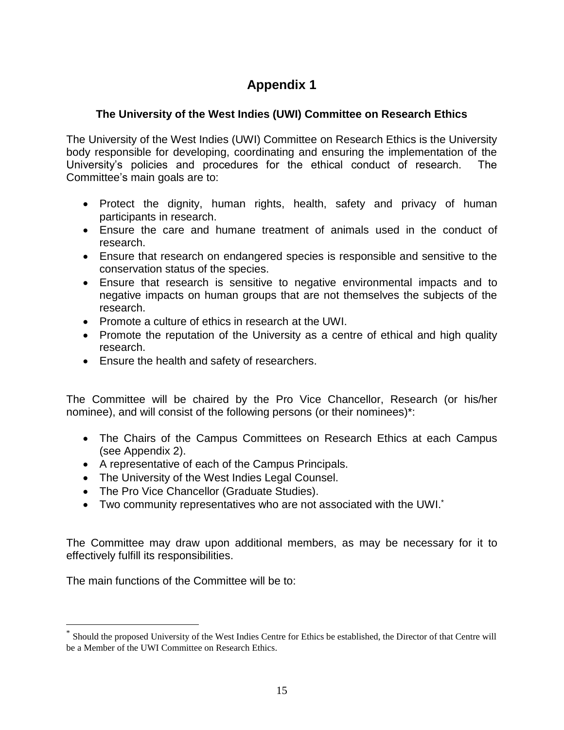# Appendix 1

## The University of the West Indies (UWI) Committee on Research Ethics

The University of the West Indies (UWI) Committee on Research Ethics is the University body responsible for developing, coordinating and ensuring the implementation of the University's policies and procedures for the ethical conduct of research. The Committee's main goals are to:

- Protect the dignity, human rights, health, safety and privacy of human participants in research.
- Ensure the care and humane treatment of animals used in the conduct of research.
- Ensure that research on endangered species is responsible and sensitive to the conservation status of the species.
- Ensure that research is sensitive to negative environmental impacts and to negative impacts on human groups that are not themselves the subjects of the research.
- Promote a culture of ethics in research at the UWI.
- Promote the reputation of the University as a centre of ethical and high quality research.
- Ensure the health and safety of researchers.

The Committee will be chaired by the Pro Vice Chancellor, Research (or his/her nominee), and will consist of the following persons (or their nominees)*:

- The Chairs of the Campus Committees on Research Ethics at each Campus (see Appendix 2).
- A representative of each of the Campus Principals.
- The University of the West Indies Legal Counsel.
- The Pro Vice Chancellor (Graduate Studies).
- Two community representatives who are not associated with the UWI.[*]

The Committee may draw upon additional members, as may be necessary for it to effectively fulfill its responsibilities.

The main functions of the Committee will be to:

---

[*] Should the proposed University of the West Indies Centre for Ethics be established, the Director of that Centre will be a Member of the UWI Committee on Research Ethics.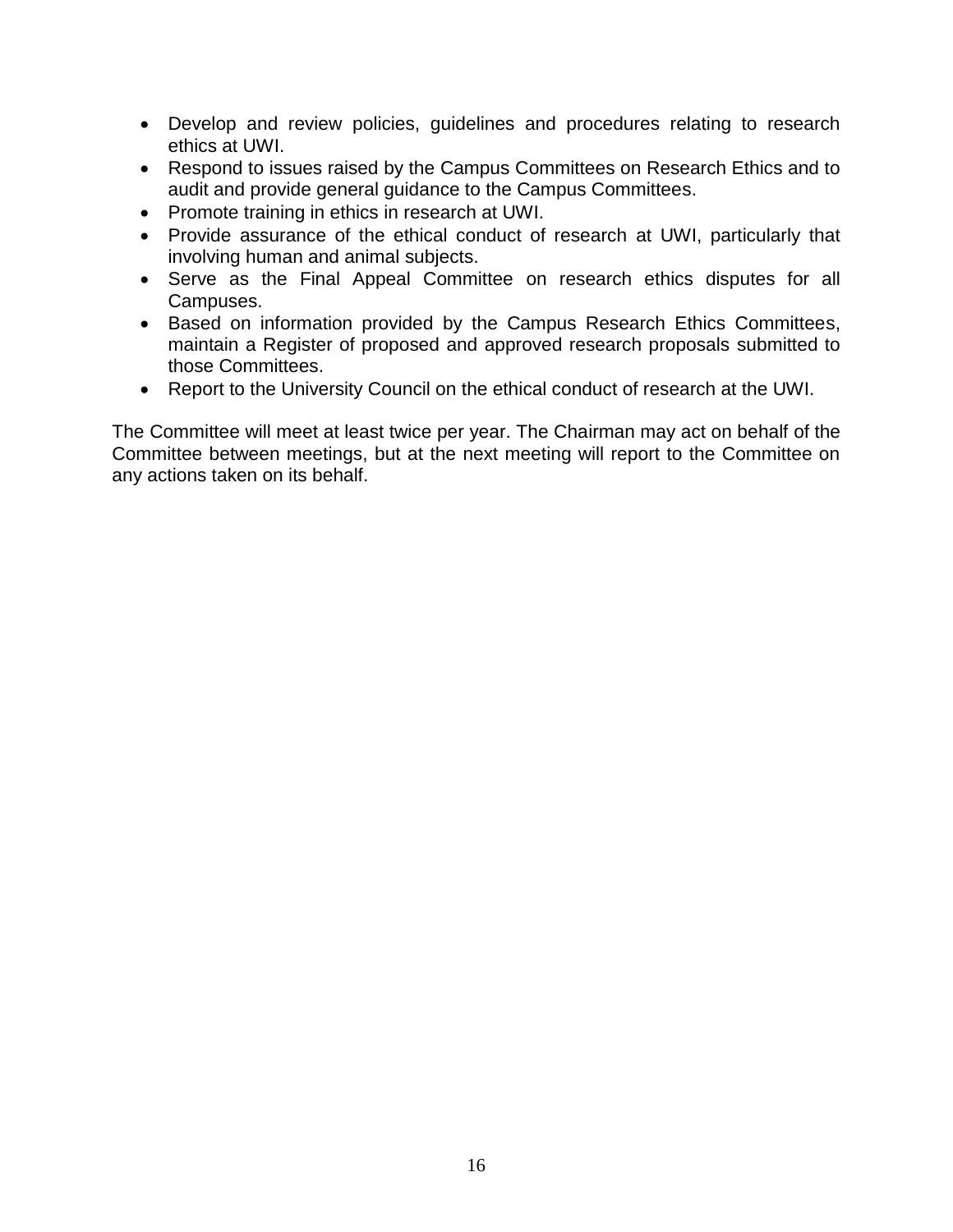- Develop and review policies, guidelines and procedures relating to research ethics at UWI.
- Respond to issues raised by the Campus Committees on Research Ethics and to audit and provide general guidance to the Campus Committees.
- Promote training in ethics in research at UWI.
- Provide assurance of the ethical conduct of research at UWI, particularly that involving human and animal subjects.
- Serve as the Final Appeal Committee on research ethics disputes for all Campuses.
- Based on information provided by the Campus Research Ethics Committees, maintain a Register of proposed and approved research proposals submitted to those Committees.
- Report to the University Council on the ethical conduct of research at the UWI.

The Committee will meet at least twice per year. The Chairman may act on behalf of the Committee between meetings, but at the next meeting will report to the Committee on any actions taken on its behalf.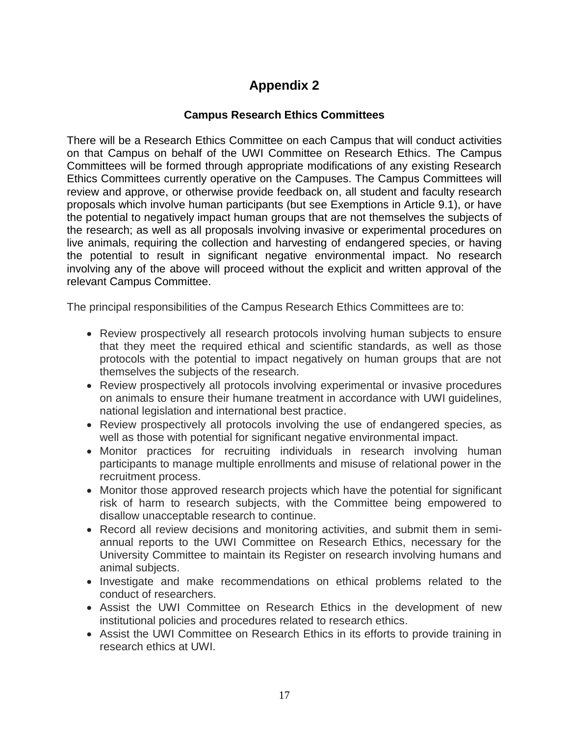# Appendix 2

### Campus Research Ethics Committees

There will be a Research Ethics Committee on each Campus that will conduct activities on that Campus on behalf of the UWI Committee on Research Ethics. The Campus Committees will be formed through appropriate modifications of any existing Research Ethics Committees currently operative on the Campuses. The Campus Committees will review and approve, or otherwise provide feedback on, all student and faculty research proposals which involve human participants (but see Exemptions in Article 9.1), or have the potential to negatively impact human groups that are not themselves the subjects of the research; as well as all proposals involving invasive or experimental procedures on live animals, requiring the collection and harvesting of endangered species, or having the potential to result in significant negative environmental impact. No research involving any of the above will proceed without the explicit and written approval of the relevant Campus Committee.

The principal responsibilities of the Campus Research Ethics Committees are to:

- Review prospectively all research protocols involving human subjects to ensure that they meet the required ethical and scientific standards, as well as those protocols with the potential to impact negatively on human groups that are not themselves the subjects of the research.
- Review prospectively all protocols involving experimental or invasive procedures on animals to ensure their humane treatment in accordance with UWI guidelines, national legislation and international best practice.
- Review prospectively all protocols involving the use of endangered species, as well as those with potential for significant negative environmental impact.
- Monitor practices for recruiting individuals in research involving human participants to manage multiple enrollments and misuse of relational power in the recruitment process.
- Monitor those approved research projects which have the potential for significant risk of harm to research subjects, with the Committee being empowered to disallow unacceptable research to continue.
- Record all review decisions and monitoring activities, and submit them in semi-annual reports to the UWI Committee on Research Ethics, necessary for the University Committee to maintain its Register on research involving humans and animal subjects.
- Investigate and make recommendations on ethical problems related to the conduct of researchers.
- Assist the UWI Committee on Research Ethics in the development of new institutional policies and procedures related to research ethics.
- Assist the UWI Committee on Research Ethics in its efforts to provide training in research ethics at UWI.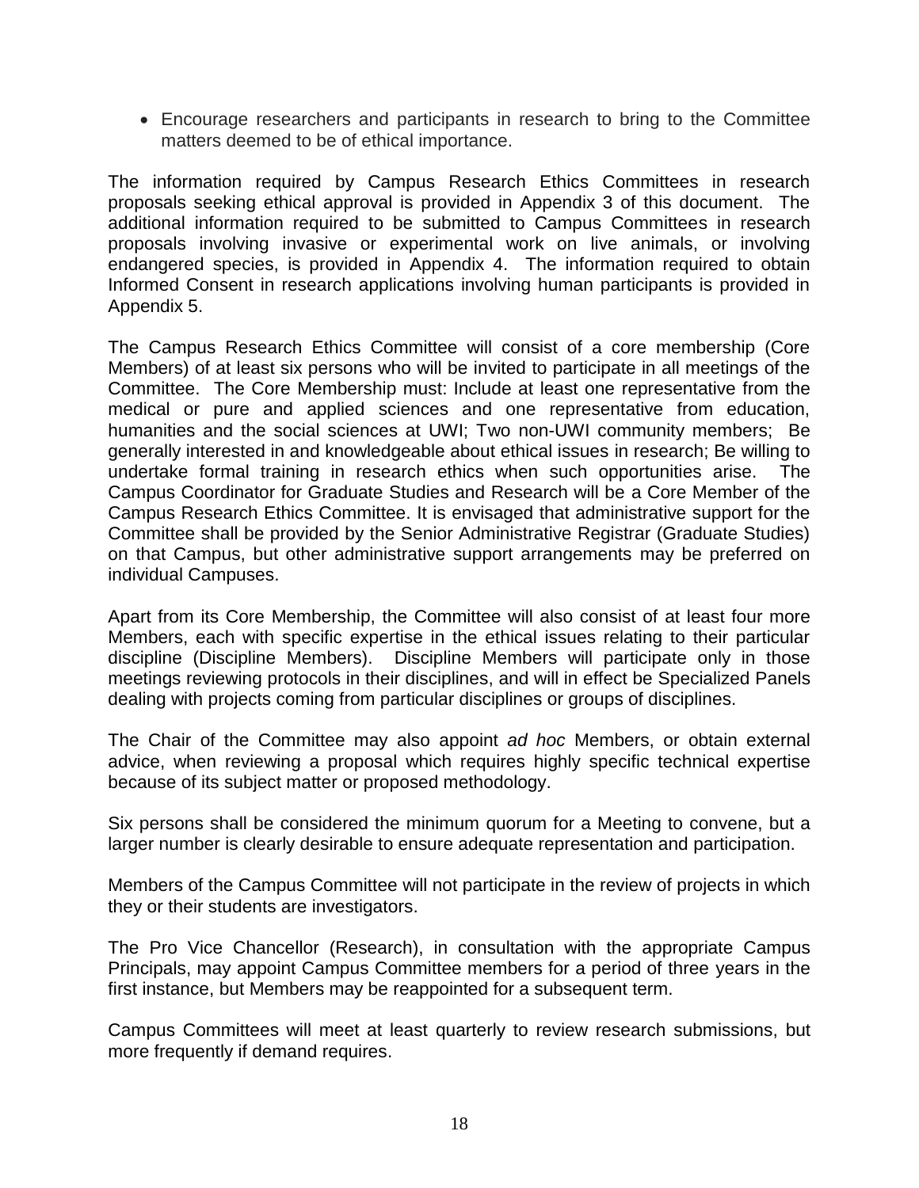- Encourage researchers and participants in research to bring to the Committee matters deemed to be of ethical importance.

The information required by Campus Research Ethics Committees in research proposals seeking ethical approval is provided in Appendix 3 of this document. The additional information required to be submitted to Campus Committees in research proposals involving invasive or experimental work on live animals, or involving endangered species, is provided in Appendix 4. The information required to obtain Informed Consent in research applications involving human participants is provided in Appendix 5.

The Campus Research Ethics Committee will consist of a core membership (Core Members) of at least six persons who will be invited to participate in all meetings of the Committee. The Core Membership must: Include at least one representative from the medical or pure and applied sciences and one representative from education, humanities and the social sciences at UWI; Two non-UWI community members; Be generally interested in and knowledgeable about ethical issues in research; Be willing to undertake formal training in research ethics when such opportunities arise. The Campus Coordinator for Graduate Studies and Research will be a Core Member of the Campus Research Ethics Committee. It is envisaged that administrative support for the Committee shall be provided by the Senior Administrative Registrar (Graduate Studies) on that Campus, but other administrative support arrangements may be preferred on individual Campuses.

Apart from its Core Membership, the Committee will also consist of at least four more Members, each with specific expertise in the ethical issues relating to their particular discipline (Discipline Members). Discipline Members will participate only in those meetings reviewing protocols in their disciplines, and will in effect be Specialized Panels dealing with projects coming from particular disciplines or groups of disciplines.

The Chair of the Committee may also appoint *ad hoc* Members, or obtain external advice, when reviewing a proposal which requires highly specific technical expertise because of its subject matter or proposed methodology.

Six persons shall be considered the minimum quorum for a Meeting to convene, but a larger number is clearly desirable to ensure adequate representation and participation.

Members of the Campus Committee will not participate in the review of projects in which they or their students are investigators.

The Pro Vice Chancellor (Research), in consultation with the appropriate Campus Principals, may appoint Campus Committee members for a period of three years in the first instance, but Members may be reappointed for a subsequent term.

Campus Committees will meet at least quarterly to review research submissions, but more frequently if demand requires.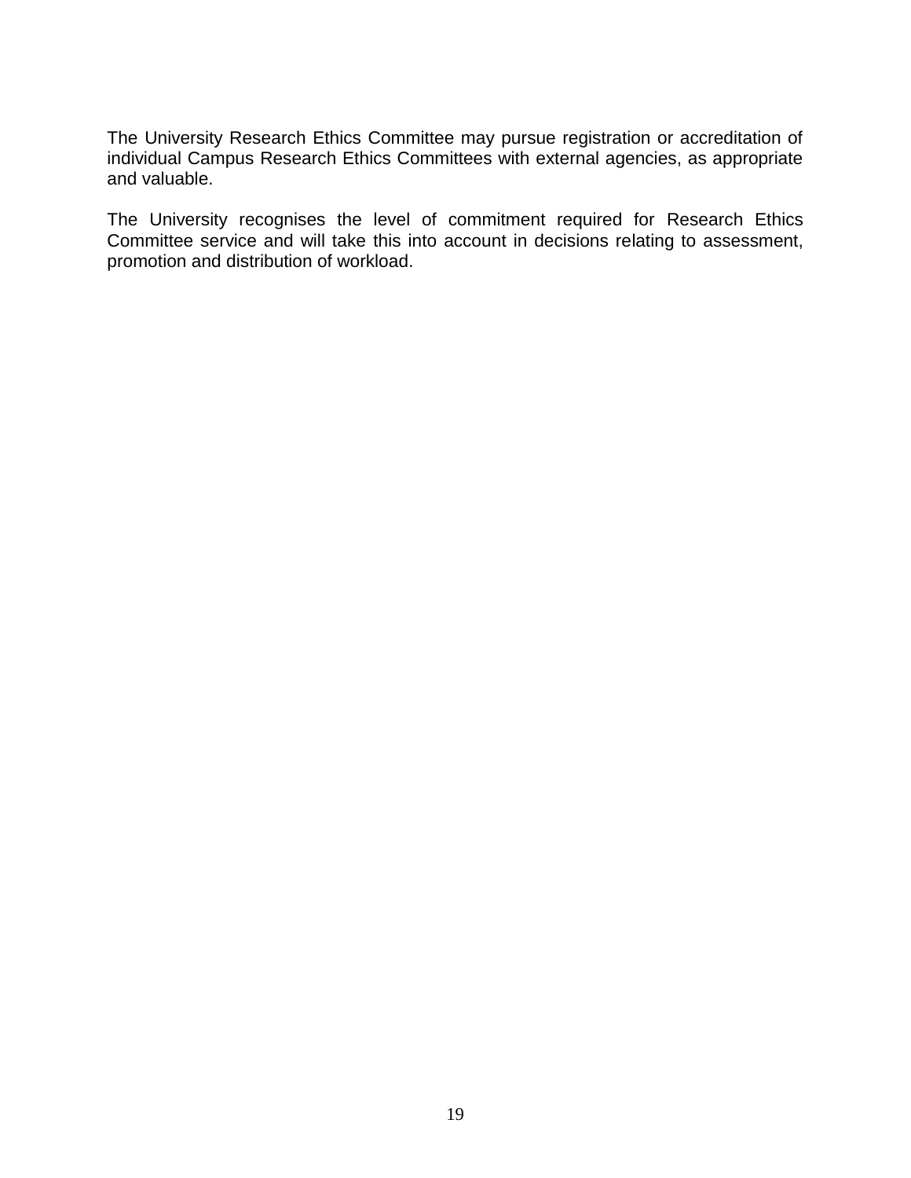The University Research Ethics Committee may pursue registration or accreditation of individual Campus Research Ethics Committees with external agencies, as appropriate and valuable.

The University recognises the level of commitment required for Research Ethics Committee service and will take this into account in decisions relating to assessment, promotion and distribution of workload.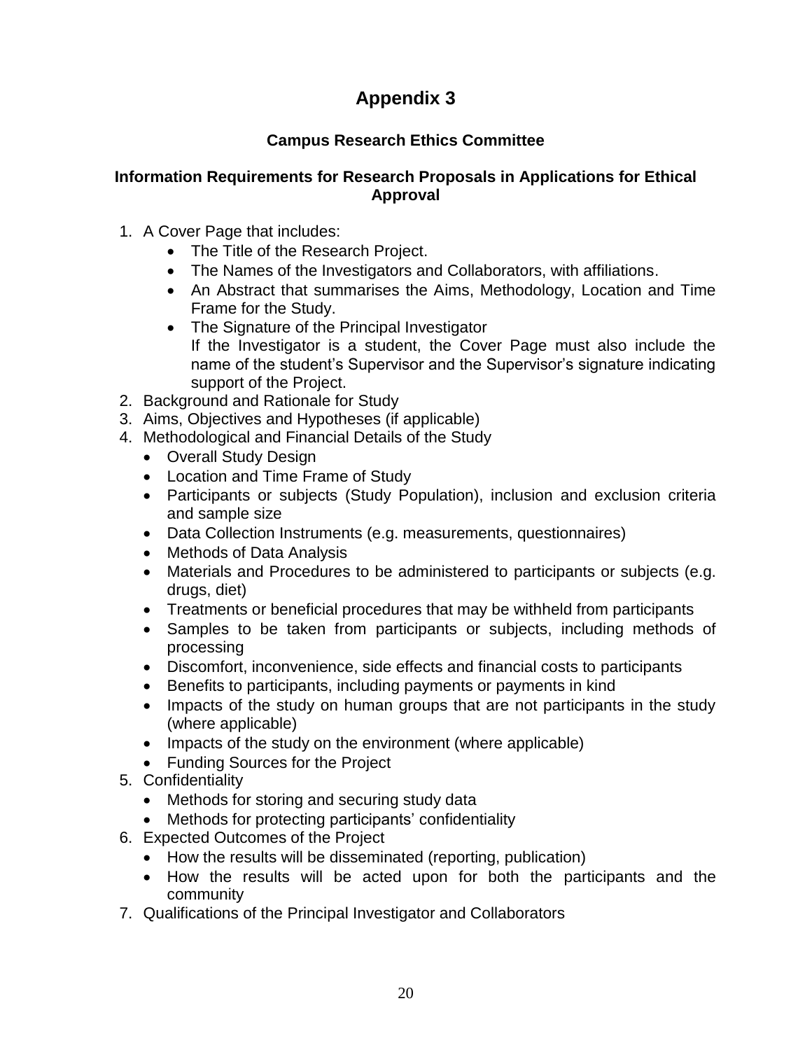# Appendix 3

## Campus Research Ethics Committee

### Information Requirements for Research Proposals in Applications for Ethical Approval

1. A Cover Page that includes:
    - The Title of the Research Project.
    - The Names of the Investigators and Collaborators, with affiliations.
    - An Abstract that summarises the Aims, Methodology, Location and Time Frame for the Study.
    - The Signature of the Principal Investigator
      If the Investigator is a student, the Cover Page must also include the name of the student's Supervisor and the Supervisor's signature indicating support of the Project.
2. Background and Rationale for Study
3. Aims, Objectives and Hypotheses (if applicable)
4. Methodological and Financial Details of the Study
    - Overall Study Design
    - Location and Time Frame of Study
    - Participants or subjects (Study Population), inclusion and exclusion criteria and sample size
    - Data Collection Instruments (e.g. measurements, questionnaires)
    - Methods of Data Analysis
    - Materials and Procedures to be administered to participants or subjects (e.g. drugs, diet)
    - Treatments or beneficial procedures that may be withheld from participants
    - Samples to be taken from participants or subjects, including methods of processing
    - Discomfort, inconvenience, side effects and financial costs to participants
    - Benefits to participants, including payments or payments in kind
    - Impacts of the study on human groups that are not participants in the study (where applicable)
    - Impacts of the study on the environment (where applicable)
    - Funding Sources for the Project
5. Confidentiality
    - Methods for storing and securing study data
    - Methods for protecting participants' confidentiality
6. Expected Outcomes of the Project
    - How the results will be disseminated (reporting, publication)
    - How the results will be acted upon for both the participants and the community
7. Qualifications of the Principal Investigator and Collaborators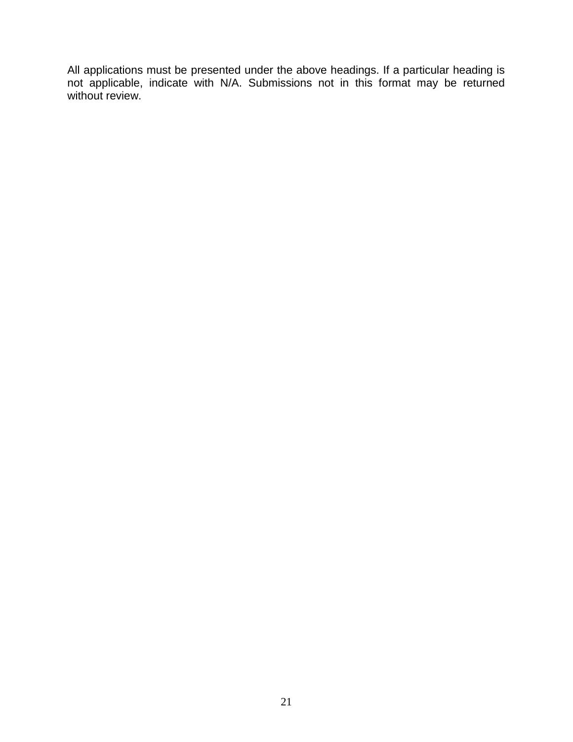All applications must be presented under the above headings. If a particular heading is not applicable, indicate with N/A. Submissions not in this format may be returned without review.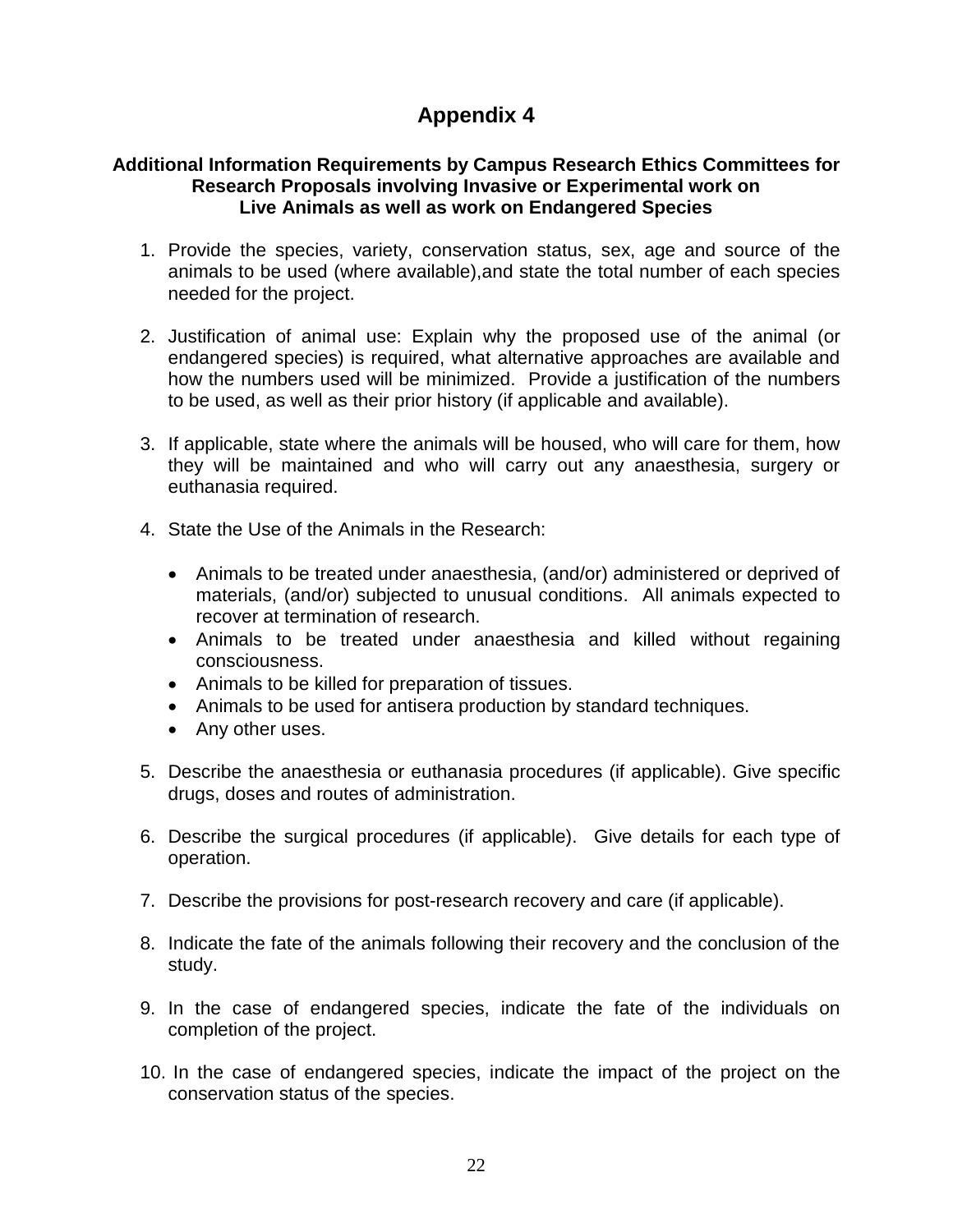# Appendix 4

**Additional Information Requirements by Campus Research Ethics Committees for Research Proposals involving Invasive or Experimental work on Live Animals as well as work on Endangered Species**

1. Provide the species, variety, conservation status, sex, age and source of the animals to be used (where available),and state the total number of each species needed for the project.

2. Justification of animal use: Explain why the proposed use of the animal (or endangered species) is required, what alternative approaches are available and how the numbers used will be minimized. Provide a justification of the numbers to be used, as well as their prior history (if applicable and available).

3. If applicable, state where the animals will be housed, who will care for them, how they will be maintained and who will carry out any anaesthesia, surgery or euthanasia required.

4. State the Use of the Animals in the Research:

    - Animals to be treated under anaesthesia, (and/or) administered or deprived of materials, (and/or) subjected to unusual conditions. All animals expected to recover at termination of research.
    - Animals to be treated under anaesthesia and killed without regaining consciousness.
    - Animals to be killed for preparation of tissues.
    - Animals to be used for antisera production by standard techniques.
    - Any other uses.

5. Describe the anaesthesia or euthanasia procedures (if applicable). Give specific drugs, doses and routes of administration.

6. Describe the surgical procedures (if applicable). Give details for each type of operation.

7. Describe the provisions for post-research recovery and care (if applicable).

8. Indicate the fate of the animals following their recovery and the conclusion of the study.

9. In the case of endangered species, indicate the fate of the individuals on completion of the project.

10. In the case of endangered species, indicate the impact of the project on the conservation status of the species.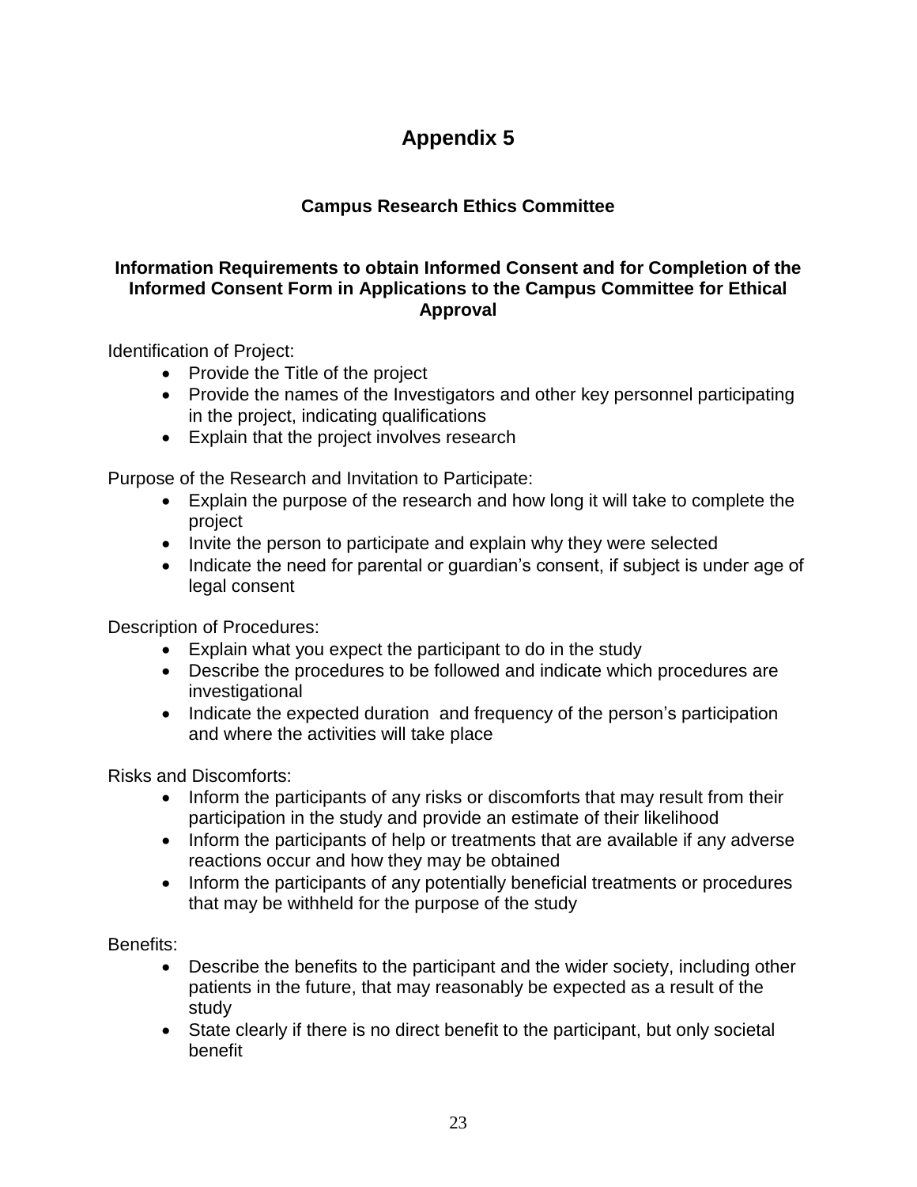# Appendix 5

## Campus Research Ethics Committee

### Information Requirements to obtain Informed Consent and for Completion of the Informed Consent Form in Applications to the Campus Committee for Ethical Approval

Identification of Project:

- Provide the Title of the project
- Provide the names of the Investigators and other key personnel participating in the project, indicating qualifications
- Explain that the project involves research

Purpose of the Research and Invitation to Participate:

- Explain the purpose of the research and how long it will take to complete the project
- Invite the person to participate and explain why they were selected
- Indicate the need for parental or guardian's consent, if subject is under age of legal consent

Description of Procedures:

- Explain what you expect the participant to do in the study
- Describe the procedures to be followed and indicate which procedures are investigational
- Indicate the expected duration and frequency of the person's participation and where the activities will take place

Risks and Discomforts:

- Inform the participants of any risks or discomforts that may result from their participation in the study and provide an estimate of their likelihood
- Inform the participants of help or treatments that are available if any adverse reactions occur and how they may be obtained
- Inform the participants of any potentially beneficial treatments or procedures that may be withheld for the purpose of the study

Benefits:

- Describe the benefits to the participant and the wider society, including other patients in the future, that may reasonably be expected as a result of the study
- State clearly if there is no direct benefit to the participant, but only societal benefit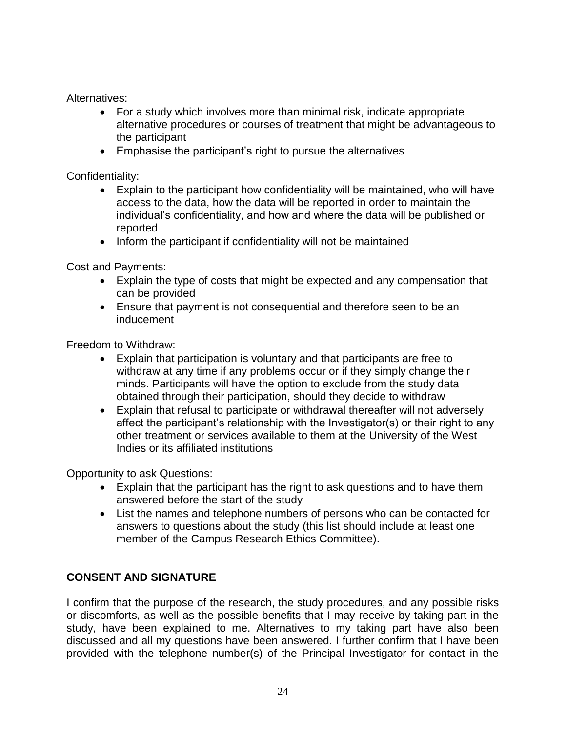Alternatives:

- For a study which involves more than minimal risk, indicate appropriate alternative procedures or courses of treatment that might be advantageous to the participant
- Emphasise the participant's right to pursue the alternatives

Confidentiality:

- Explain to the participant how confidentiality will be maintained, who will have access to the data, how the data will be reported in order to maintain the individual's confidentiality, and how and where the data will be published or reported
- Inform the participant if confidentiality will not be maintained

Cost and Payments:

- Explain the type of costs that might be expected and any compensation that can be provided
- Ensure that payment is not consequential and therefore seen to be an inducement

Freedom to Withdraw:

- Explain that participation is voluntary and that participants are free to withdraw at any time if any problems occur or if they simply change their minds. Participants will have the option to exclude from the study data obtained through their participation, should they decide to withdraw
- Explain that refusal to participate or withdrawal thereafter will not adversely affect the participant's relationship with the Investigator(s) or their right to any other treatment or services available to them at the University of the West Indies or its affiliated institutions

Opportunity to ask Questions:

- Explain that the participant has the right to ask questions and to have them answered before the start of the study
- List the names and telephone numbers of persons who can be contacted for answers to questions about the study (this list should include at least one member of the Campus Research Ethics Committee).

**CONSENT AND SIGNATURE**

I confirm that the purpose of the research, the study procedures, and any possible risks or discomforts, as well as the possible benefits that I may receive by taking part in the study, have been explained to me. Alternatives to my taking part have also been discussed and all my questions have been answered. I further confirm that I have been provided with the telephone number(s) of the Principal Investigator for contact in the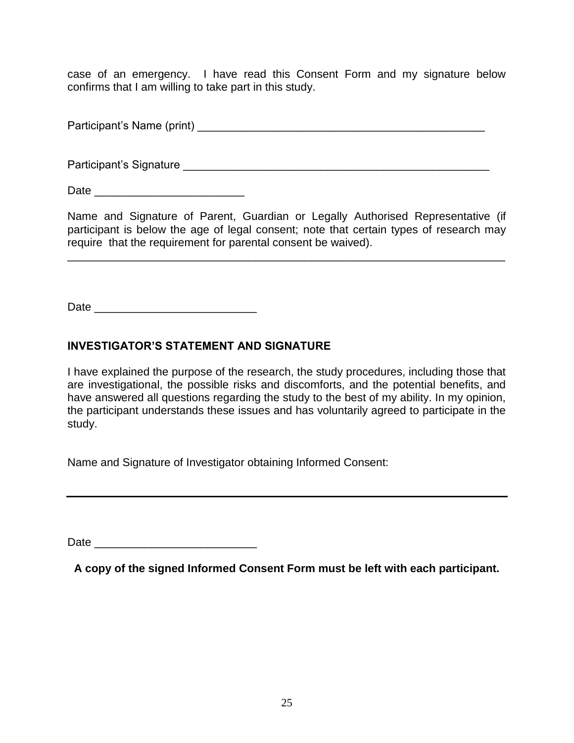case of an emergency. I have read this Consent Form and my signature below confirms that I am willing to take part in this study.

Participant's Name (print) _______________________________________________

Participant's Signature ___________________________________________________

Date ________________________

Name and Signature of Parent, Guardian or Legally Authorised Representative (if participant is below the age of legal consent; note that certain types of research may require that the requirement for parental consent be waived).

_________________________________________________________________________

Date __________________________

**INVESTIGATOR'S STATEMENT AND SIGNATURE**

I have explained the purpose of the research, the study procedures, including those that are investigational, the possible risks and discomforts, and the potential benefits, and have answered all questions regarding the study to the best of my ability. In my opinion, the participant understands these issues and has voluntarily agreed to participate in the study.

Name and Signature of Investigator obtaining Informed Consent:

_________________________________________________________________________

Date __________________________

**A copy of the signed Informed Consent Form must be left with each participant.**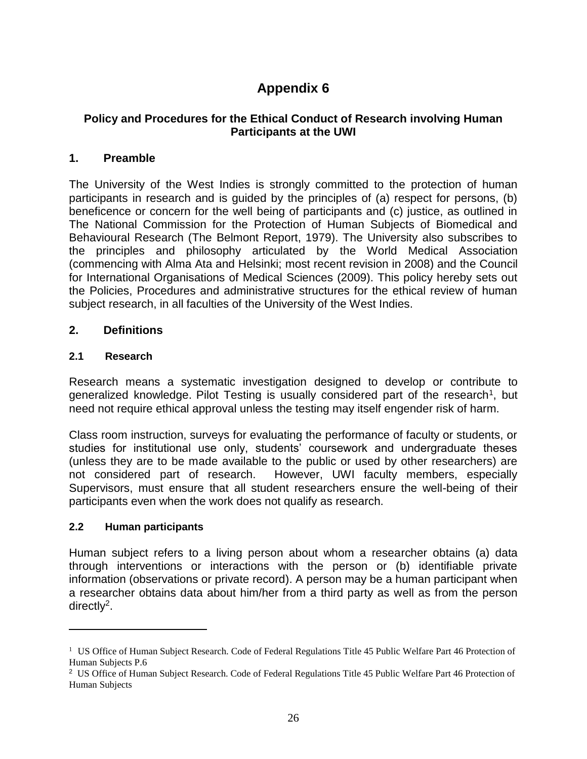# Appendix 6

## Policy and Procedures for the Ethical Conduct of Research involving Human Participants at the UWI

### 1. Preamble

The University of the West Indies is strongly committed to the protection of human participants in research and is guided by the principles of (a) respect for persons, (b) beneficence or concern for the well being of participants and (c) justice, as outlined in The National Commission for the Protection of Human Subjects of Biomedical and Behavioural Research (The Belmont Report, 1979). The University also subscribes to the principles and philosophy articulated by the World Medical Association (commencing with Alma Ata and Helsinki; most recent revision in 2008) and the Council for International Organisations of Medical Sciences (2009). This policy hereby sets out the Policies, Procedures and administrative structures for the ethical review of human subject research, in all faculties of the University of the West Indies.

### 2. Definitions

#### 2.1 Research

Research means a systematic investigation designed to develop or contribute to generalized knowledge. Pilot Testing is usually considered part of the research[1], but need not require ethical approval unless the testing may itself engender risk of harm.

Class room instruction, surveys for evaluating the performance of faculty or students, or studies for institutional use only, students' coursework and undergraduate theses (unless they are to be made available to the public or used by other researchers) are not considered part of research. However, UWI faculty members, especially Supervisors, must ensure that all student researchers ensure the well-being of their participants even when the work does not qualify as research.

#### 2.2 Human participants

Human subject refers to a living person about whom a researcher obtains (a) data through interventions or interactions with the person or (b) identifiable private information (observations or private record). A person may be a human participant when a researcher obtains data about him/her from a third party as well as from the person directly[2].

---

[1] US Office of Human Subject Research. Code of Federal Regulations Title 45 Public Welfare Part 46 Protection of Human Subjects P.6

[2] US Office of Human Subject Research. Code of Federal Regulations Title 45 Public Welfare Part 46 Protection of Human Subjects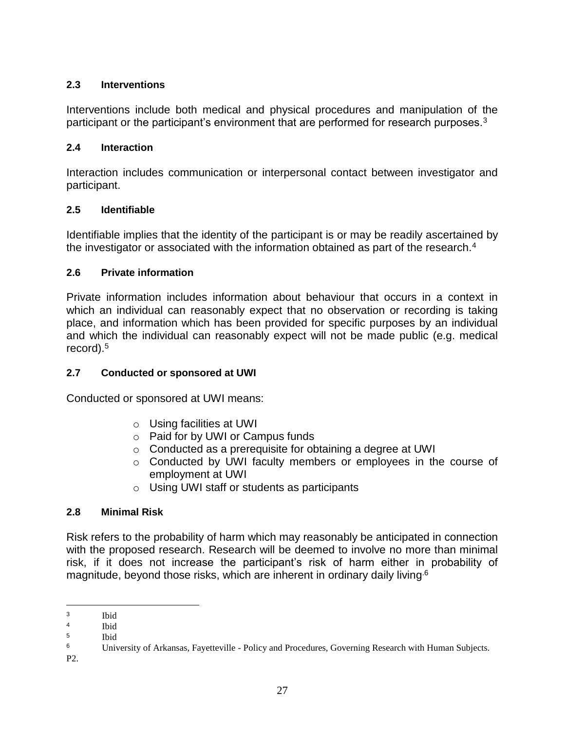### 2.3 Interventions

Interventions include both medical and physical procedures and manipulation of the participant or the participant's environment that are performed for research purposes.[3]

### 2.4 Interaction

Interaction includes communication or interpersonal contact between investigator and participant.

### 2.5 Identifiable

Identifiable implies that the identity of the participant is or may be readily ascertained by the investigator or associated with the information obtained as part of the research.[4]

### 2.6 Private information

Private information includes information about behaviour that occurs in a context in which an individual can reasonably expect that no observation or recording is taking place, and information which has been provided for specific purposes by an individual and which the individual can reasonably expect will not be made public (e.g. medical record).[5]

### 2.7 Conducted or sponsored at UWI

Conducted or sponsored at UWI means:

- Using facilities at UWI
- Paid for by UWI or Campus funds
- Conducted as a prerequisite for obtaining a degree at UWI
- Conducted by UWI faculty members or employees in the course of employment at UWI
- Using UWI staff or students as participants

### 2.8 Minimal Risk

Risk refers to the probability of harm which may reasonably be anticipated in connection with the proposed research. Research will be deemed to involve no more than minimal risk, if it does not increase the participant's risk of harm either in probability of magnitude, beyond those risks, which are inherent in ordinary daily living.[6]

---

[3] Ibid

[4] Ibid

[5] Ibid

[6] University of Arkansas, Fayetteville - Policy and Procedures, Governing Research with Human Subjects. P2.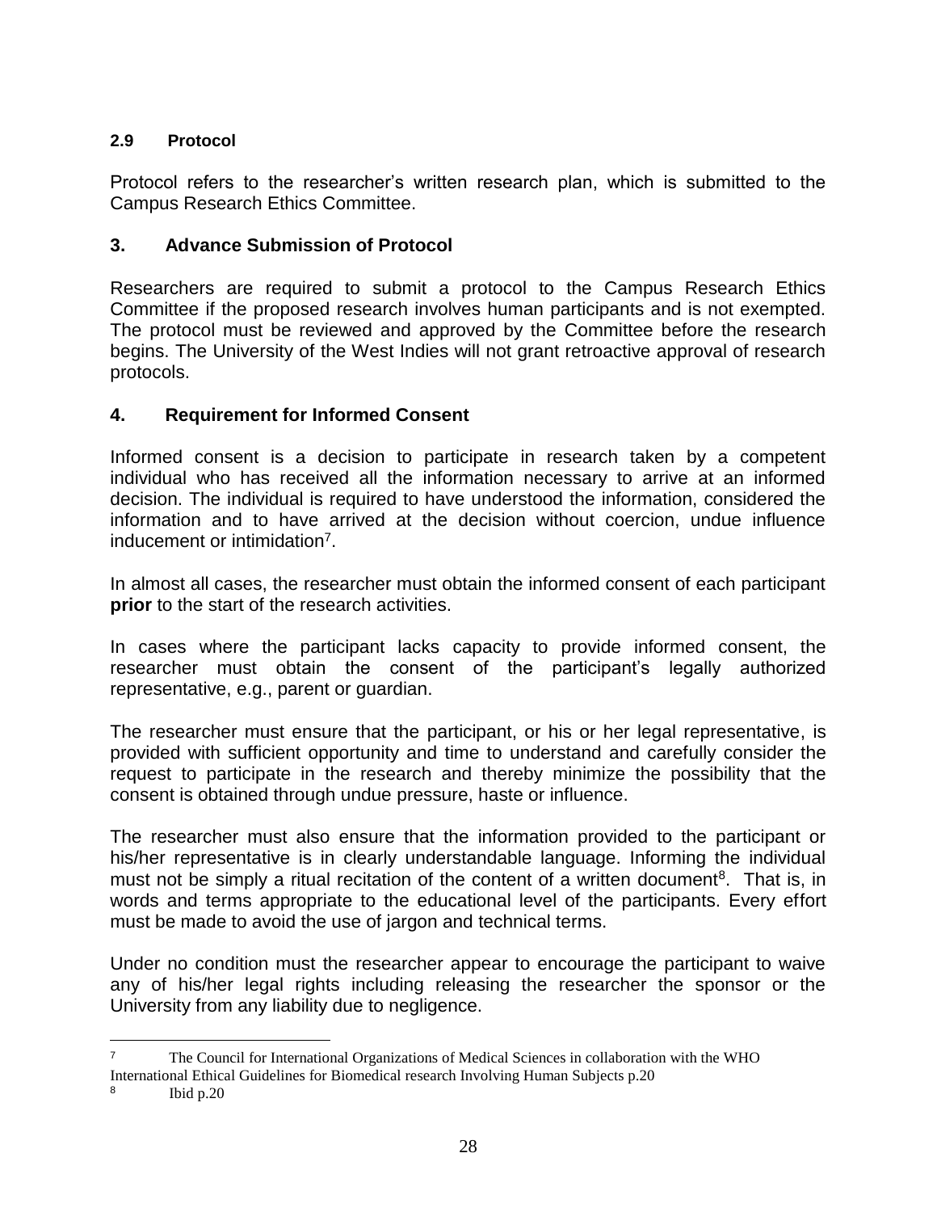### 2.9 Protocol

Protocol refers to the researcher's written research plan, which is submitted to the Campus Research Ethics Committee.

## 3. Advance Submission of Protocol

Researchers are required to submit a protocol to the Campus Research Ethics Committee if the proposed research involves human participants and is not exempted. The protocol must be reviewed and approved by the Committee before the research begins. The University of the West Indies will not grant retroactive approval of research protocols.

## 4. Requirement for Informed Consent

Informed consent is a decision to participate in research taken by a competent individual who has received all the information necessary to arrive at an informed decision. The individual is required to have understood the information, considered the information and to have arrived at the decision without coercion, undue influence inducement or intimidation[7].

In almost all cases, the researcher must obtain the informed consent of each participant **prior** to the start of the research activities.

In cases where the participant lacks capacity to provide informed consent, the researcher must obtain the consent of the participant's legally authorized representative, e.g., parent or guardian.

The researcher must ensure that the participant, or his or her legal representative, is provided with sufficient opportunity and time to understand and carefully consider the request to participate in the research and thereby minimize the possibility that the consent is obtained through undue pressure, haste or influence.

The researcher must also ensure that the information provided to the participant or his/her representative is in clearly understandable language. Informing the individual must not be simply a ritual recitation of the content of a written document[8]. That is, in words and terms appropriate to the educational level of the participants. Every effort must be made to avoid the use of jargon and technical terms.

Under no condition must the researcher appear to encourage the participant to waive any of his/her legal rights including releasing the researcher the sponsor or the University from any liability due to negligence.

---

[7] The Council for International Organizations of Medical Sciences in collaboration with the WHO International Ethical Guidelines for Biomedical research Involving Human Subjects p.20

[8] Ibid p.20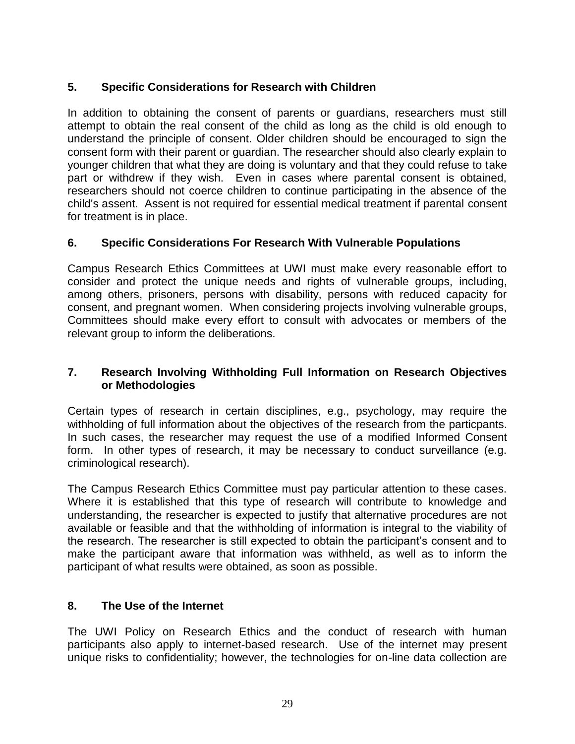## 5. Specific Considerations for Research with Children

In addition to obtaining the consent of parents or guardians, researchers must still attempt to obtain the real consent of the child as long as the child is old enough to understand the principle of consent. Older children should be encouraged to sign the consent form with their parent or guardian. The researcher should also clearly explain to younger children that what they are doing is voluntary and that they could refuse to take part or withdrew if they wish. Even in cases where parental consent is obtained, researchers should not coerce children to continue participating in the absence of the child's assent. Assent is not required for essential medical treatment if parental consent for treatment is in place.

## 6. Specific Considerations For Research With Vulnerable Populations

Campus Research Ethics Committees at UWI must make every reasonable effort to consider and protect the unique needs and rights of vulnerable groups, including, among others, prisoners, persons with disability, persons with reduced capacity for consent, and pregnant women. When considering projects involving vulnerable groups, Committees should make every effort to consult with advocates or members of the relevant group to inform the deliberations.

## 7. Research Involving Withholding Full Information on Research Objectives or Methodologies

Certain types of research in certain disciplines, e.g., psychology, may require the withholding of full information about the objectives of the research from the particpants. In such cases, the researcher may request the use of a modified Informed Consent form. In other types of research, it may be necessary to conduct surveillance (e.g. criminological research).

The Campus Research Ethics Committee must pay particular attention to these cases. Where it is established that this type of research will contribute to knowledge and understanding, the researcher is expected to justify that alternative procedures are not available or feasible and that the withholding of information is integral to the viability of the research. The researcher is still expected to obtain the participant's consent and to make the participant aware that information was withheld, as well as to inform the participant of what results were obtained, as soon as possible.

## 8. The Use of the Internet

The UWI Policy on Research Ethics and the conduct of research with human participants also apply to internet-based research. Use of the internet may present unique risks to confidentiality; however, the technologies for on-line data collection are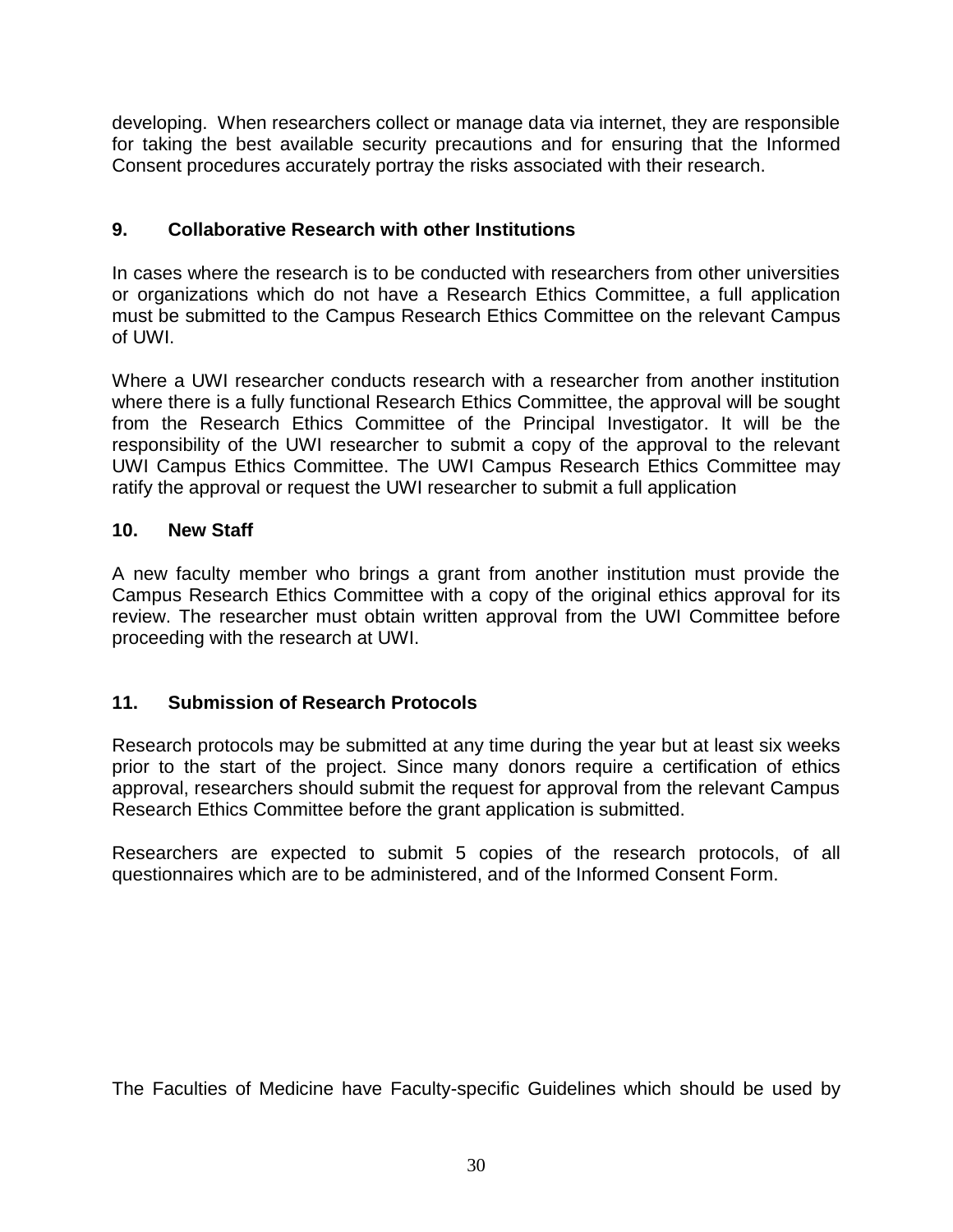developing. When researchers collect or manage data via internet, they are responsible for taking the best available security precautions and for ensuring that the Informed Consent procedures accurately portray the risks associated with their research.

## 9. Collaborative Research with other Institutions

In cases where the research is to be conducted with researchers from other universities or organizations which do not have a Research Ethics Committee, a full application must be submitted to the Campus Research Ethics Committee on the relevant Campus of UWI.

Where a UWI researcher conducts research with a researcher from another institution where there is a fully functional Research Ethics Committee, the approval will be sought from the Research Ethics Committee of the Principal Investigator. It will be the responsibility of the UWI researcher to submit a copy of the approval to the relevant UWI Campus Ethics Committee. The UWI Campus Research Ethics Committee may ratify the approval or request the UWI researcher to submit a full application

## 10. New Staff

A new faculty member who brings a grant from another institution must provide the Campus Research Ethics Committee with a copy of the original ethics approval for its review. The researcher must obtain written approval from the UWI Committee before proceeding with the research at UWI.

## 11. Submission of Research Protocols

Research protocols may be submitted at any time during the year but at least six weeks prior to the start of the project. Since many donors require a certification of ethics approval, researchers should submit the request for approval from the relevant Campus Research Ethics Committee before the grant application is submitted.

Researchers are expected to submit 5 copies of the research protocols, of all questionnaires which are to be administered, and of the Informed Consent Form.

The Faculties of Medicine have Faculty-specific Guidelines which should be used by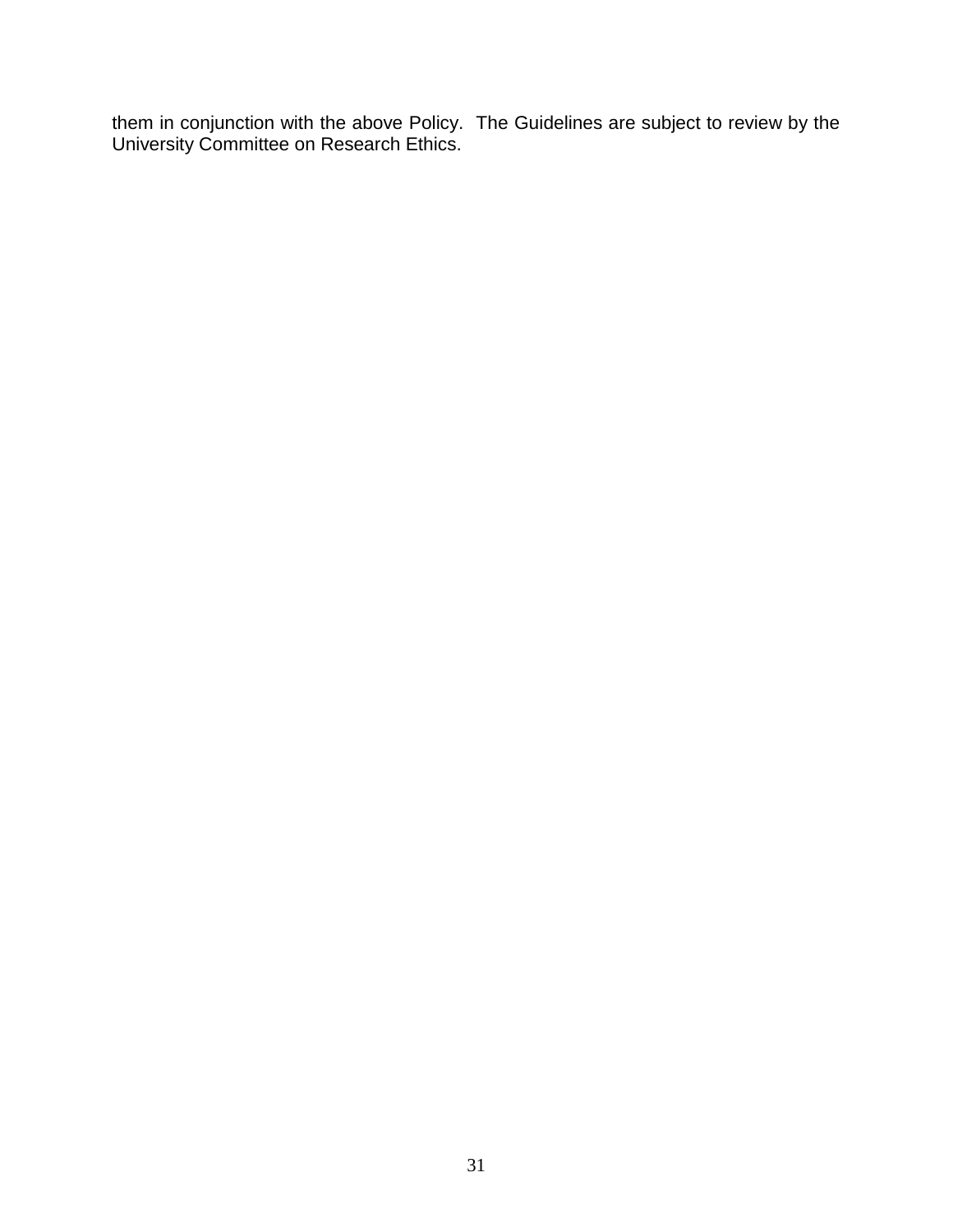them in conjunction with the above Policy. The Guidelines are subject to review by the University Committee on Research Ethics.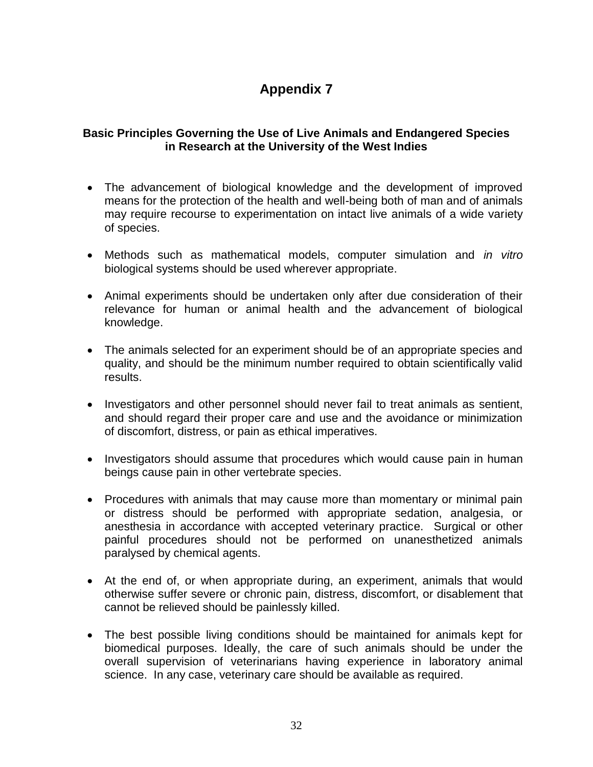# Appendix 7

**Basic Principles Governing the Use of Live Animals and Endangered Species in Research at the University of the West Indies**

- The advancement of biological knowledge and the development of improved means for the protection of the health and well-being both of man and of animals may require recourse to experimentation on intact live animals of a wide variety of species.

- Methods such as mathematical models, computer simulation and *in vitro* biological systems should be used wherever appropriate.

- Animal experiments should be undertaken only after due consideration of their relevance for human or animal health and the advancement of biological knowledge.

- The animals selected for an experiment should be of an appropriate species and quality, and should be the minimum number required to obtain scientifically valid results.

- Investigators and other personnel should never fail to treat animals as sentient, and should regard their proper care and use and the avoidance or minimization of discomfort, distress, or pain as ethical imperatives.

- Investigators should assume that procedures which would cause pain in human beings cause pain in other vertebrate species.

- Procedures with animals that may cause more than momentary or minimal pain or distress should be performed with appropriate sedation, analgesia, or anesthesia in accordance with accepted veterinary practice. Surgical or other painful procedures should not be performed on unanesthetized animals paralysed by chemical agents.

- At the end of, or when appropriate during, an experiment, animals that would otherwise suffer severe or chronic pain, distress, discomfort, or disablement that cannot be relieved should be painlessly killed.

- The best possible living conditions should be maintained for animals kept for biomedical purposes. Ideally, the care of such animals should be under the overall supervision of veterinarians having experience in laboratory animal science. In any case, veterinary care should be available as required.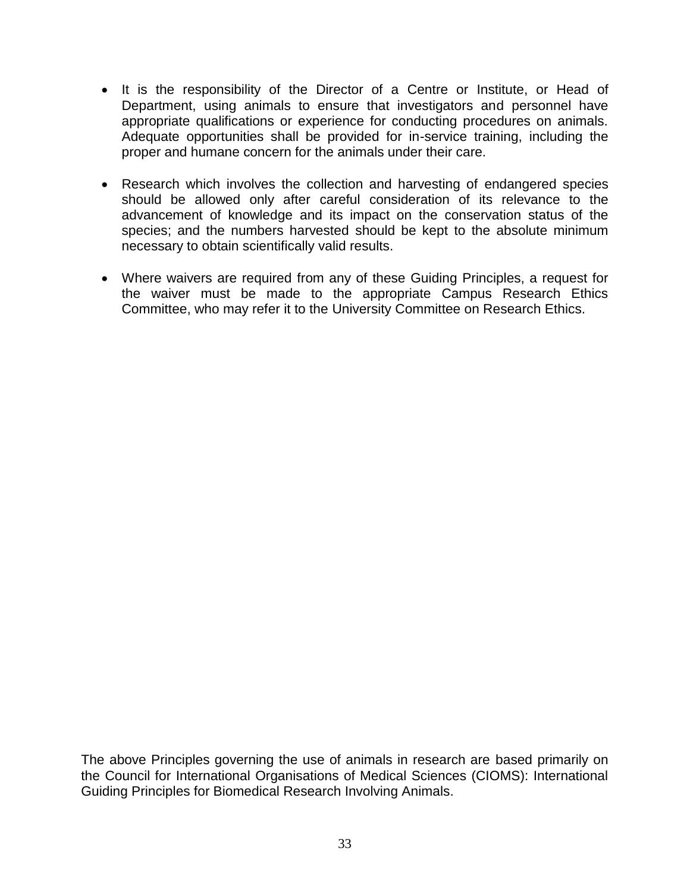- It is the responsibility of the Director of a Centre or Institute, or Head of Department, using animals to ensure that investigators and personnel have appropriate qualifications or experience for conducting procedures on animals. Adequate opportunities shall be provided for in-service training, including the proper and humane concern for the animals under their care.

- Research which involves the collection and harvesting of endangered species should be allowed only after careful consideration of its relevance to the advancement of knowledge and its impact on the conservation status of the species; and the numbers harvested should be kept to the absolute minimum necessary to obtain scientifically valid results.

- Where waivers are required from any of these Guiding Principles, a request for the waiver must be made to the appropriate Campus Research Ethics Committee, who may refer it to the University Committee on Research Ethics.

The above Principles governing the use of animals in research are based primarily on the Council for International Organisations of Medical Sciences (CIOMS): International Guiding Principles for Biomedical Research Involving Animals.